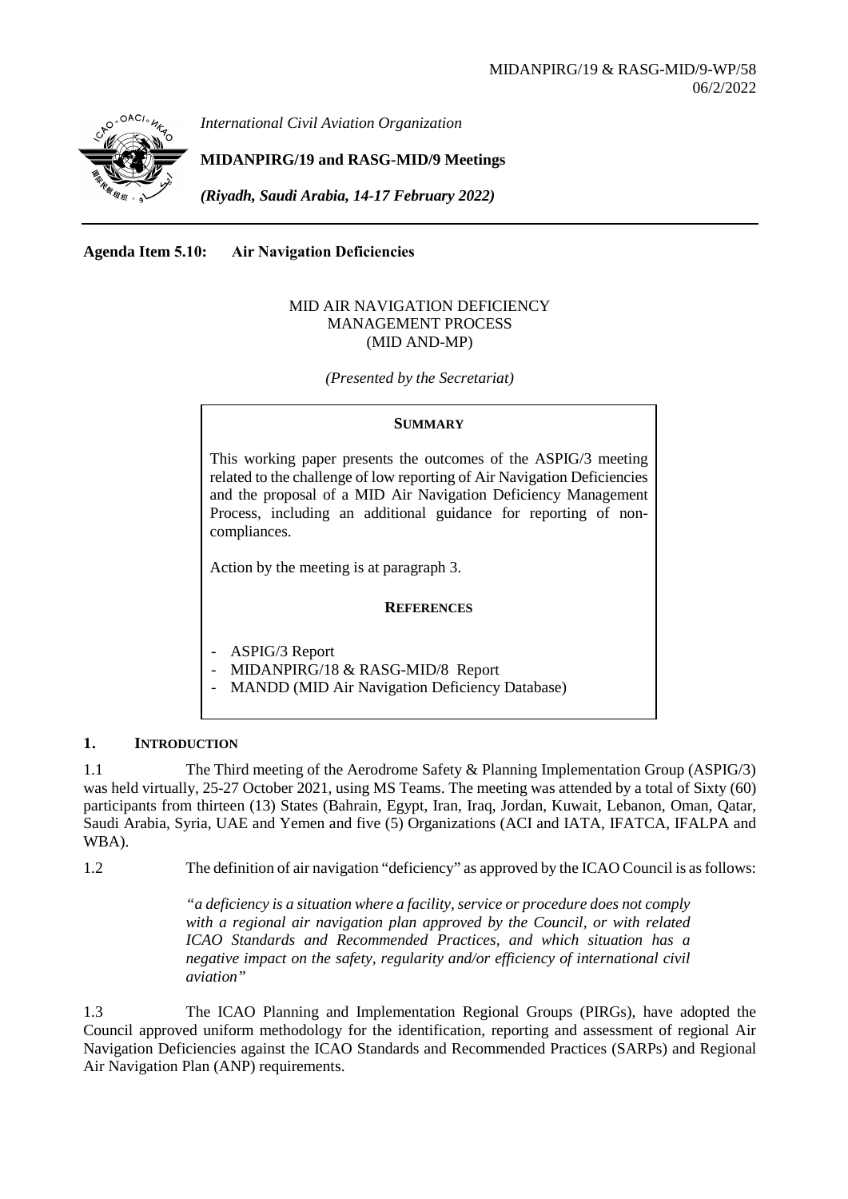MIDANPIRG/19 & RASG-MID/9-WP/58
06/2/2022

*International Civil Aviation Organization*

**MIDANPIRG/19 and RASG-MID/9 Meetings**

***(Riyadh, Saudi Arabia, 14-17 February 2022)***

---

**Agenda Item 5.10: Air Navigation Deficiencies**

MID AIR NAVIGATION DEFICIENCY
MANAGEMENT PROCESS
(MID AND-MP)

*(Presented by the Secretariat)*

**SUMMARY**

This working paper presents the outcomes of the ASPIG/3 meeting related to the challenge of low reporting of Air Navigation Deficiencies and the proposal of a MID Air Navigation Deficiency Management Process, including an additional guidance for reporting of non-compliances.

Action by the meeting is at paragraph 3.

**REFERENCES**

- ASPIG/3 Report
- MIDANPIRG/18 & RASG-MID/8 Report
- MANDD (MID Air Navigation Deficiency Database)

## 1. INTRODUCTION

1.1 The Third meeting of the Aerodrome Safety & Planning Implementation Group (ASPIG/3) was held virtually, 25-27 October 2021, using MS Teams. The meeting was attended by a total of Sixty (60) participants from thirteen (13) States (Bahrain, Egypt, Iran, Iraq, Jordan, Kuwait, Lebanon, Oman, Qatar, Saudi Arabia, Syria, UAE and Yemen and five (5) Organizations (ACI and IATA, IFATCA, IFALPA and WBA).

1.2 The definition of air navigation "deficiency" as approved by the ICAO Council is as follows:

> *"a deficiency is a situation where a facility, service or procedure does not comply with a regional air navigation plan approved by the Council, or with related ICAO Standards and Recommended Practices, and which situation has a negative impact on the safety, regularity and/or efficiency of international civil aviation"*

1.3 The ICAO Planning and Implementation Regional Groups (PIRGs), have adopted the Council approved uniform methodology for the identification, reporting and assessment of regional Air Navigation Deficiencies against the ICAO Standards and Recommended Practices (SARPs) and Regional Air Navigation Plan (ANP) requirements.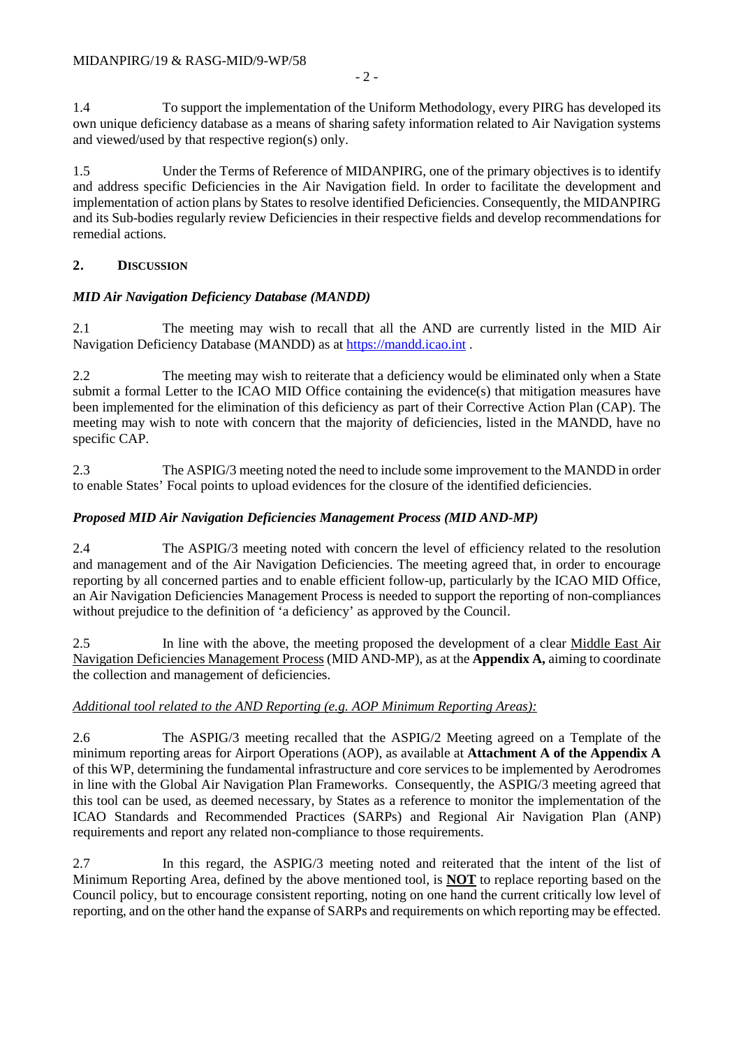1.4 To support the implementation of the Uniform Methodology, every PIRG has developed its own unique deficiency database as a means of sharing safety information related to Air Navigation systems and viewed/used by that respective region(s) only.

1.5 Under the Terms of Reference of MIDANPIRG, one of the primary objectives is to identify and address specific Deficiencies in the Air Navigation field. In order to facilitate the development and implementation of action plans by States to resolve identified Deficiencies. Consequently, the MIDANPIRG and its Sub-bodies regularly review Deficiencies in their respective fields and develop recommendations for remedial actions.

## 2. DISCUSSION

### *MID Air Navigation Deficiency Database (MANDD)*

2.1 The meeting may wish to recall that all the AND are currently listed in the MID Air Navigation Deficiency Database (MANDD) as at https://mandd.icao.int .

2.2 The meeting may wish to reiterate that a deficiency would be eliminated only when a State submit a formal Letter to the ICAO MID Office containing the evidence(s) that mitigation measures have been implemented for the elimination of this deficiency as part of their Corrective Action Plan (CAP). The meeting may wish to note with concern that the majority of deficiencies, listed in the MANDD, have no specific CAP.

2.3 The ASPIG/3 meeting noted the need to include some improvement to the MANDD in order to enable States' Focal points to upload evidences for the closure of the identified deficiencies.

### *Proposed MID Air Navigation Deficiencies Management Process (MID AND-MP)*

2.4 The ASPIG/3 meeting noted with concern the level of efficiency related to the resolution and management and of the Air Navigation Deficiencies. The meeting agreed that, in order to encourage reporting by all concerned parties and to enable efficient follow-up, particularly by the ICAO MID Office, an Air Navigation Deficiencies Management Process is needed to support the reporting of non-compliances without prejudice to the definition of 'a deficiency' as approved by the Council.

2.5 In line with the above, the meeting proposed the development of a clear Middle East Air Navigation Deficiencies Management Process (MID AND-MP), as at the **Appendix A,** aiming to coordinate the collection and management of deficiencies.

*Additional tool related to the AND Reporting (e.g. AOP Minimum Reporting Areas):*

2.6 The ASPIG/3 meeting recalled that the ASPIG/2 Meeting agreed on a Template of the minimum reporting areas for Airport Operations (AOP), as available at **Attachment A of the Appendix A** of this WP, determining the fundamental infrastructure and core services to be implemented by Aerodromes in line with the Global Air Navigation Plan Frameworks. Consequently, the ASPIG/3 meeting agreed that this tool can be used, as deemed necessary, by States as a reference to monitor the implementation of the ICAO Standards and Recommended Practices (SARPs) and Regional Air Navigation Plan (ANP) requirements and report any related non-compliance to those requirements.

2.7 In this regard, the ASPIG/3 meeting noted and reiterated that the intent of the list of Minimum Reporting Area, defined by the above mentioned tool, is **NOT** to replace reporting based on the Council policy, but to encourage consistent reporting, noting on one hand the current critically low level of reporting, and on the other hand the expanse of SARPs and requirements on which reporting may be effected.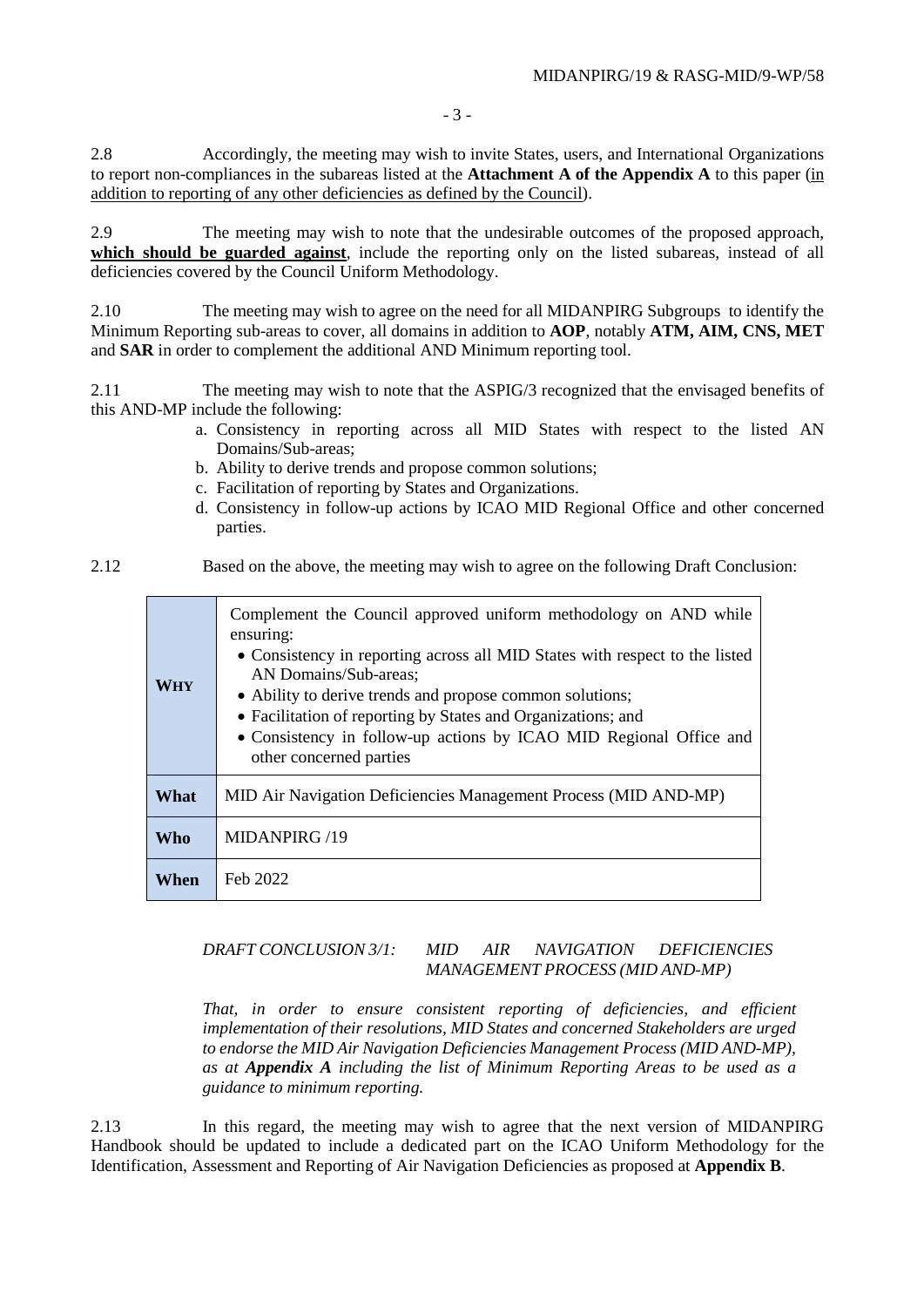2.8 Accordingly, the meeting may wish to invite States, users, and International Organizations to report non-compliances in the subareas listed at the **Attachment A of the Appendix A** to this paper (<u>in addition to reporting of any other deficiencies as defined by the Council</u>).

2.9 The meeting may wish to note that the undesirable outcomes of the proposed approach, **<u>which should be guarded against</u>**, include the reporting only on the listed subareas, instead of all deficiencies covered by the Council Uniform Methodology.

2.10 The meeting may wish to agree on the need for all MIDANPIRG Subgroups to identify the Minimum Reporting sub-areas to cover, all domains in addition to **AOP**, notably **ATM, AIM, CNS, MET** and **SAR** in order to complement the additional AND Minimum reporting tool.

2.11 The meeting may wish to note that the ASPIG/3 recognized that the envisaged benefits of this AND-MP include the following:

a. Consistency in reporting across all MID States with respect to the listed AN Domains/Sub-areas;
b. Ability to derive trends and propose common solutions;
c. Facilitation of reporting by States and Organizations.
d. Consistency in follow-up actions by ICAO MID Regional Office and other concerned parties.

2.12 Based on the above, the meeting may wish to agree on the following Draft Conclusion:

| | |
|---|---|
| **WHY** | Complement the Council approved uniform methodology on AND while ensuring:<br>• Consistency in reporting across all MID States with respect to the listed AN Domains/Sub-areas;<br>• Ability to derive trends and propose common solutions;<br>• Facilitation of reporting by States and Organizations; and<br>• Consistency in follow-up actions by ICAO MID Regional Office and other concerned parties |
| **What** | MID Air Navigation Deficiencies Management Process (MID AND-MP) |
| **Who** | MIDANPIRG /19 |
| **When** | Feb 2022 |

*DRAFT CONCLUSION 3/1: MID AIR NAVIGATION DEFICIENCIES MANAGEMENT PROCESS (MID AND-MP)*

*That, in order to ensure consistent reporting of deficiencies, and efficient implementation of their resolutions, MID States and concerned Stakeholders are urged to endorse the MID Air Navigation Deficiencies Management Process (MID AND-MP), as at **Appendix A** including the list of Minimum Reporting Areas to be used as a guidance to minimum reporting.*

2.13 In this regard, the meeting may wish to agree that the next version of MIDANPIRG Handbook should be updated to include a dedicated part on the ICAO Uniform Methodology for the Identification, Assessment and Reporting of Air Navigation Deficiencies as proposed at **Appendix B**.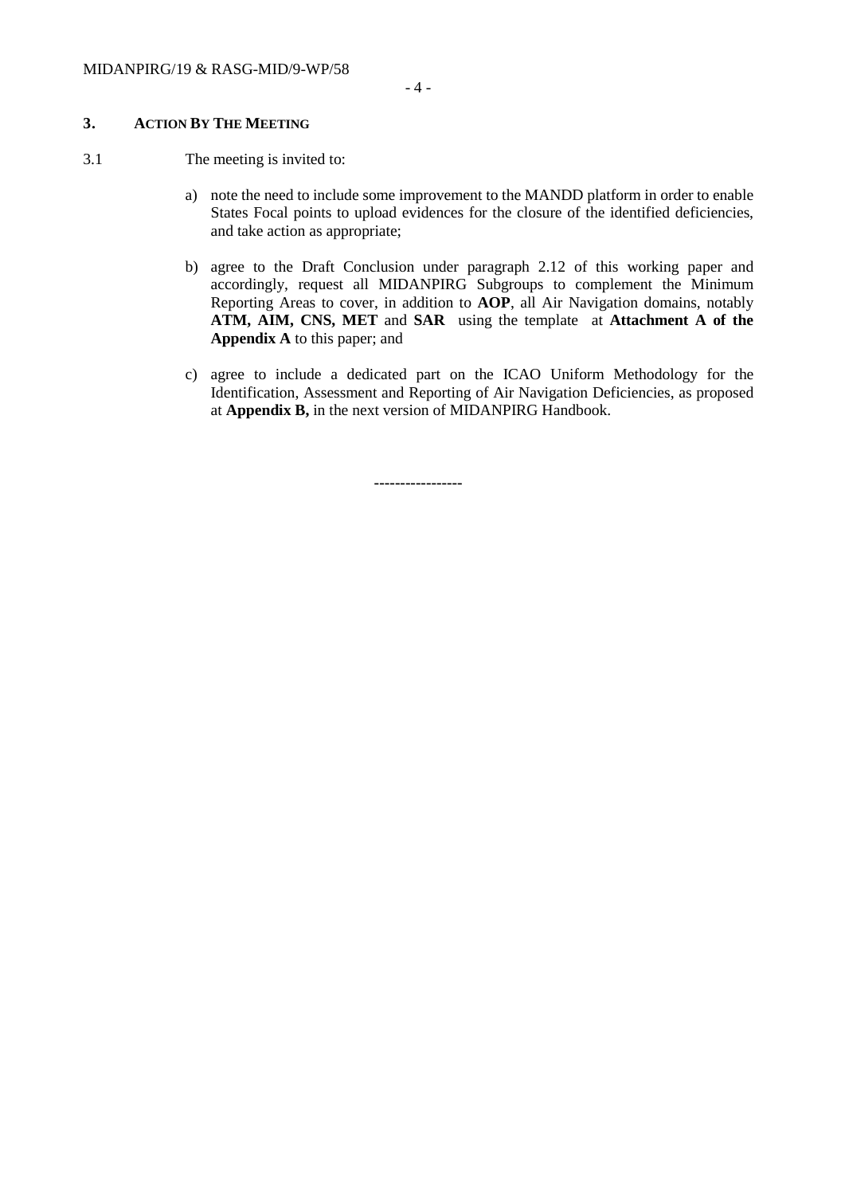## 3. ACTION BY THE MEETING

3.1 The meeting is invited to:

a) note the need to include some improvement to the MANDD platform in order to enable States Focal points to upload evidences for the closure of the identified deficiencies, and take action as appropriate;

b) agree to the Draft Conclusion under paragraph 2.12 of this working paper and accordingly, request all MIDANPIRG Subgroups to complement the Minimum Reporting Areas to cover, in addition to **AOP**, all Air Navigation domains, notably **ATM, AIM, CNS, MET** and **SAR** using the template at **Attachment A of the Appendix A** to this paper; and

c) agree to include a dedicated part on the ICAO Uniform Methodology for the Identification, Assessment and Reporting of Air Navigation Deficiencies, as proposed at **Appendix B,** in the next version of MIDANPIRG Handbook.

-----------------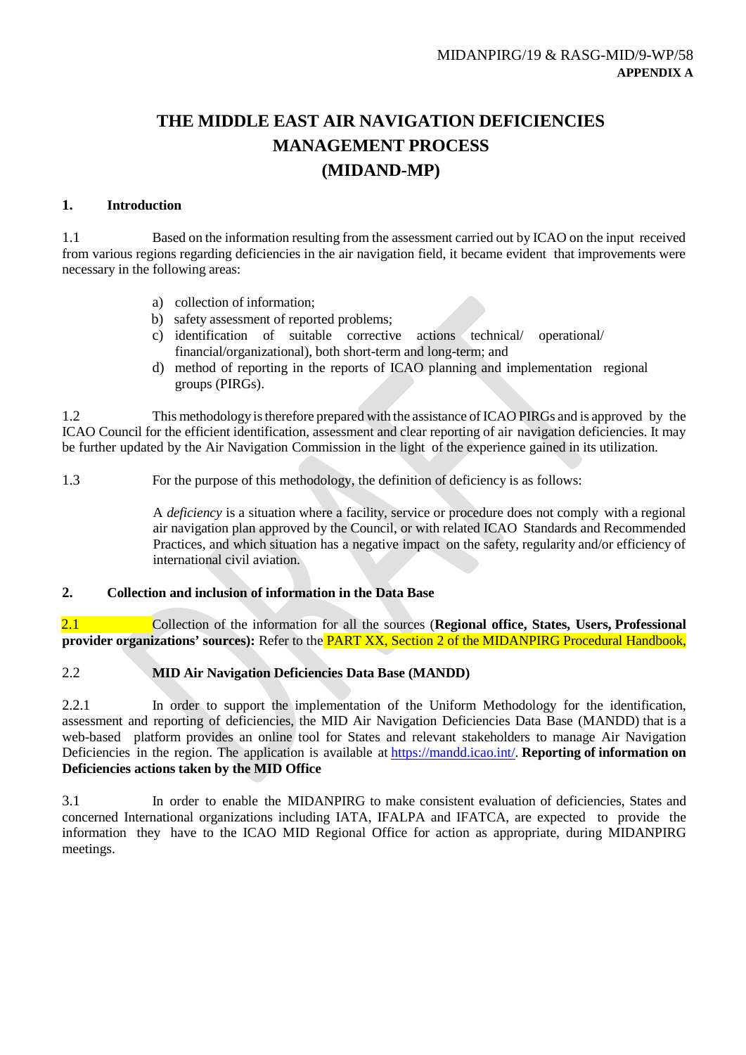MIDANPIRG/19 & RASG-MID/9-WP/58
**APPENDIX A**

# THE MIDDLE EAST AIR NAVIGATION DEFICIENCIES MANAGEMENT PROCESS (MIDAND-MP)

## 1. Introduction

1.1 Based on the information resulting from the assessment carried out by ICAO on the input received from various regions regarding deficiencies in the air navigation field, it became evident that improvements were necessary in the following areas:

a) collection of information;
b) safety assessment of reported problems;
c) identification of suitable corrective actions technical/ operational/ financial/organizational), both short-term and long-term; and
d) method of reporting in the reports of ICAO planning and implementation regional groups (PIRGs).

1.2 This methodology is therefore prepared with the assistance of ICAO PIRGs and is approved by the ICAO Council for the efficient identification, assessment and clear reporting of air navigation deficiencies. It may be further updated by the Air Navigation Commission in the light of the experience gained in its utilization.

1.3 For the purpose of this methodology, the definition of deficiency is as follows:

A *deficiency* is a situation where a facility, service or procedure does not comply with a regional air navigation plan approved by the Council, or with related ICAO Standards and Recommended Practices, and which situation has a negative impact on the safety, regularity and/or efficiency of international civil aviation.

## 2. Collection and inclusion of information in the Data Base

2.1 Collection of the information for all the sources (**Regional office, States, Users, Professional provider organizations' sources):** Refer to the PART XX, Section 2 of the MIDANPIRG Procedural Handbook,

2.2 **MID Air Navigation Deficiencies Data Base (MANDD)**

2.2.1 In order to support the implementation of the Uniform Methodology for the identification, assessment and reporting of deficiencies, the MID Air Navigation Deficiencies Data Base (MANDD) that is a web-based platform provides an online tool for States and relevant stakeholders to manage Air Navigation Deficiencies in the region. The application is available at https://mandd.icao.int/. **Reporting of information on Deficiencies actions taken by the MID Office**

3.1 In order to enable the MIDANPIRG to make consistent evaluation of deficiencies, States and concerned International organizations including IATA, IFALPA and IFATCA, are expected to provide the information they have to the ICAO MID Regional Office for action as appropriate, during MIDANPIRG meetings.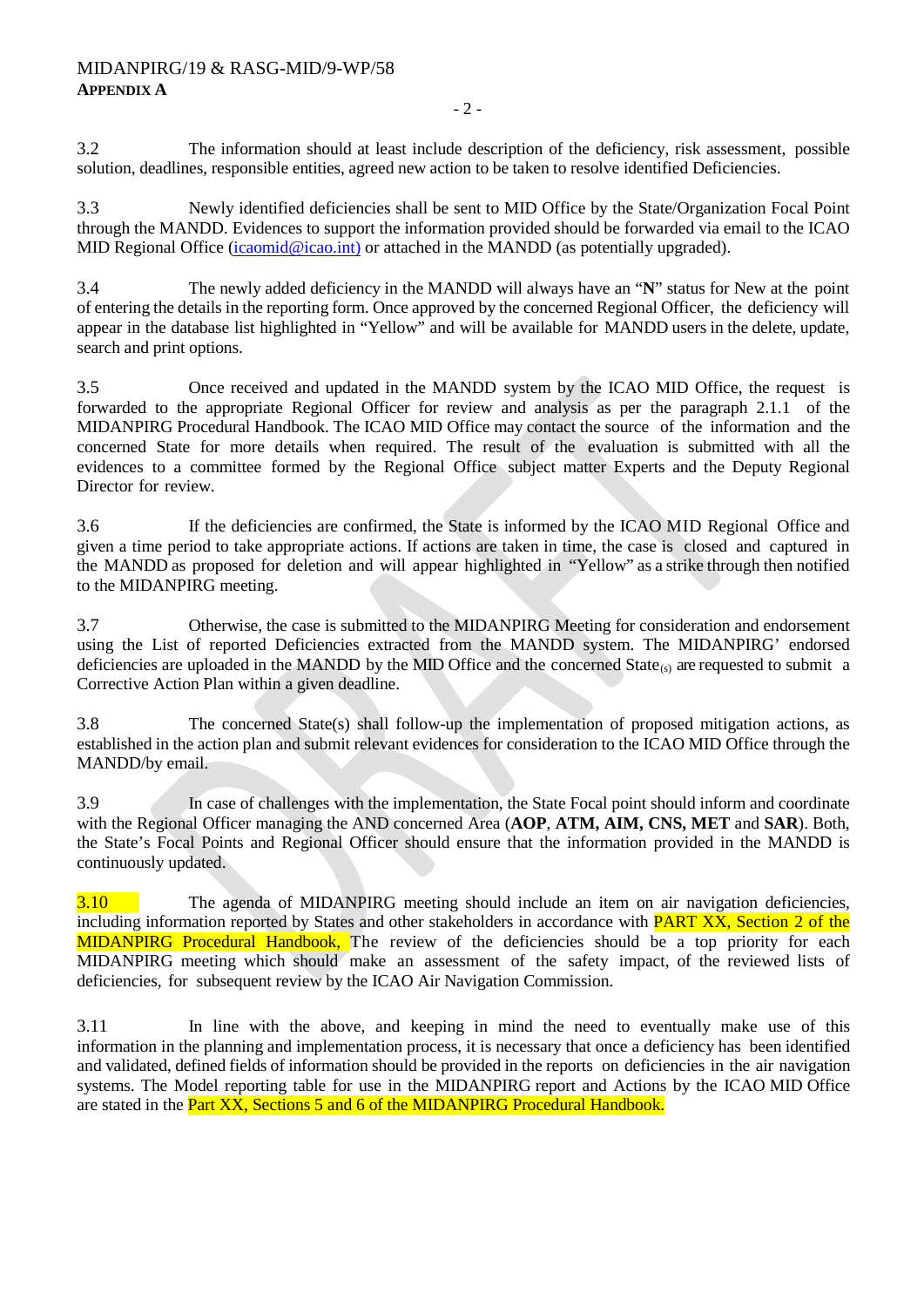3.2 The information should at least include description of the deficiency, risk assessment, possible solution, deadlines, responsible entities, agreed new action to be taken to resolve identified Deficiencies.

3.3 Newly identified deficiencies shall be sent to MID Office by the State/Organization Focal Point through the MANDD. Evidences to support the information provided should be forwarded via email to the ICAO MID Regional Office (icaomid@icao.int) or attached in the MANDD (as potentially upgraded).

3.4 The newly added deficiency in the MANDD will always have an "**N**" status for New at the point of entering the details in the reporting form. Once approved by the concerned Regional Officer, the deficiency will appear in the database list highlighted in "Yellow" and will be available for MANDD users in the delete, update, search and print options.

3.5 Once received and updated in the MANDD system by the ICAO MID Office, the request is forwarded to the appropriate Regional Officer for review and analysis as per the paragraph 2.1.1 of the MIDANPIRG Procedural Handbook. The ICAO MID Office may contact the source of the information and the concerned State for more details when required. The result of the evaluation is submitted with all the evidences to a committee formed by the Regional Office subject matter Experts and the Deputy Regional Director for review.

3.6 If the deficiencies are confirmed, the State is informed by the ICAO MID Regional Office and given a time period to take appropriate actions. If actions are taken in time, the case is closed and captured in the MANDD as proposed for deletion and will appear highlighted in "Yellow" as a strike through then notified to the MIDANPIRG meeting.

3.7 Otherwise, the case is submitted to the MIDANPIRG Meeting for consideration and endorsement using the List of reported Deficiencies extracted from the MANDD system. The MIDANPIRG' endorsed deficiencies are uploaded in the MANDD by the MID Office and the concerned State(s) are requested to submit a Corrective Action Plan within a given deadline.

3.8 The concerned State(s) shall follow-up the implementation of proposed mitigation actions, as established in the action plan and submit relevant evidences for consideration to the ICAO MID Office through the MANDD/by email.

3.9 In case of challenges with the implementation, the State Focal point should inform and coordinate with the Regional Officer managing the AND concerned Area (**AOP**, **ATM, AIM, CNS, MET** and **SAR**). Both, the State's Focal Points and Regional Officer should ensure that the information provided in the MANDD is continuously updated.

3.10 The agenda of MIDANPIRG meeting should include an item on air navigation deficiencies, including information reported by States and other stakeholders in accordance with PART XX, Section 2 of the MIDANPIRG Procedural Handbook, The review of the deficiencies should be a top priority for each MIDANPIRG meeting which should make an assessment of the safety impact, of the reviewed lists of deficiencies, for subsequent review by the ICAO Air Navigation Commission.

3.11 In line with the above, and keeping in mind the need to eventually make use of this information in the planning and implementation process, it is necessary that once a deficiency has been identified and validated, defined fields of information should be provided in the reports on deficiencies in the air navigation systems. The Model reporting table for use in the MIDANPIRG report and Actions by the ICAO MID Office are stated in the Part XX, Sections 5 and 6 of the MIDANPIRG Procedural Handbook.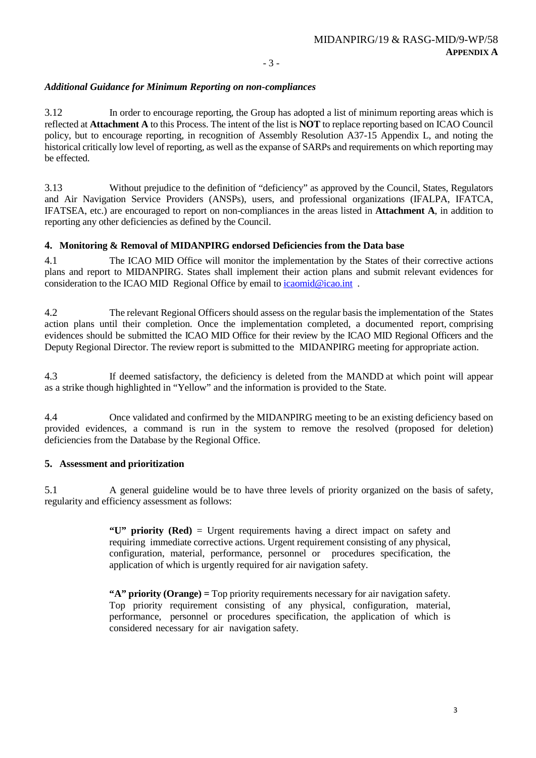*Additional Guidance for Minimum Reporting on non-compliances*

3.12 In order to encourage reporting, the Group has adopted a list of minimum reporting areas which is reflected at **Attachment A** to this Process. The intent of the list is **NOT** to replace reporting based on ICAO Council policy, but to encourage reporting, in recognition of Assembly Resolution A37-15 Appendix L, and noting the historical critically low level of reporting, as well as the expanse of SARPs and requirements on which reporting may be effected.

3.13 Without prejudice to the definition of "deficiency" as approved by the Council, States, Regulators and Air Navigation Service Providers (ANSPs), users, and professional organizations (IFALPA, IFATCA, IFATSEA, etc.) are encouraged to report on non-compliances in the areas listed in **Attachment A**, in addition to reporting any other deficiencies as defined by the Council.

### 4. Monitoring & Removal of MIDANPIRG endorsed Deficiencies from the Data base

4.1 The ICAO MID Office will monitor the implementation by the States of their corrective actions plans and report to MIDANPIRG. States shall implement their action plans and submit relevant evidences for consideration to the ICAO MID Regional Office by email to icaomid@icao.int .

4.2 The relevant Regional Officers should assess on the regular basis the implementation of the States action plans until their completion. Once the implementation completed, a documented report, comprising evidences should be submitted the ICAO MID Office for their review by the ICAO MID Regional Officers and the Deputy Regional Director. The review report is submitted to the MIDANPIRG meeting for appropriate action.

4.3 If deemed satisfactory, the deficiency is deleted from the MANDD at which point will appear as a strike though highlighted in "Yellow" and the information is provided to the State.

4.4 Once validated and confirmed by the MIDANPIRG meeting to be an existing deficiency based on provided evidences, a command is run in the system to remove the resolved (proposed for deletion) deficiencies from the Database by the Regional Office.

### 5. Assessment and prioritization

5.1 A general guideline would be to have three levels of priority organized on the basis of safety, regularity and efficiency assessment as follows:

> **"U" priority (Red)** = Urgent requirements having a direct impact on safety and requiring immediate corrective actions. Urgent requirement consisting of any physical, configuration, material, performance, personnel or procedures specification, the application of which is urgently required for air navigation safety.
>
> **"A" priority (Orange) =** Top priority requirements necessary for air navigation safety. Top priority requirement consisting of any physical, configuration, material, performance, personnel or procedures specification, the application of which is considered necessary for air navigation safety.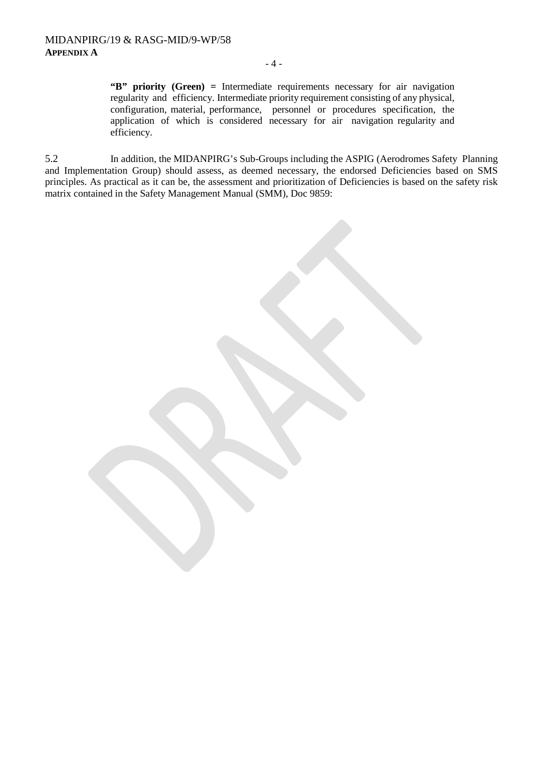**"B" priority (Green) =** Intermediate requirements necessary for air navigation regularity and efficiency. Intermediate priority requirement consisting of any physical, configuration, material, performance, personnel or procedures specification, the application of which is considered necessary for air navigation regularity and efficiency.

5.2 In addition, the MIDANPIRG's Sub-Groups including the ASPIG (Aerodromes Safety Planning and Implementation Group) should assess, as deemed necessary, the endorsed Deficiencies based on SMS principles. As practical as it can be, the assessment and prioritization of Deficiencies is based on the safety risk matrix contained in the Safety Management Manual (SMM), Doc 9859: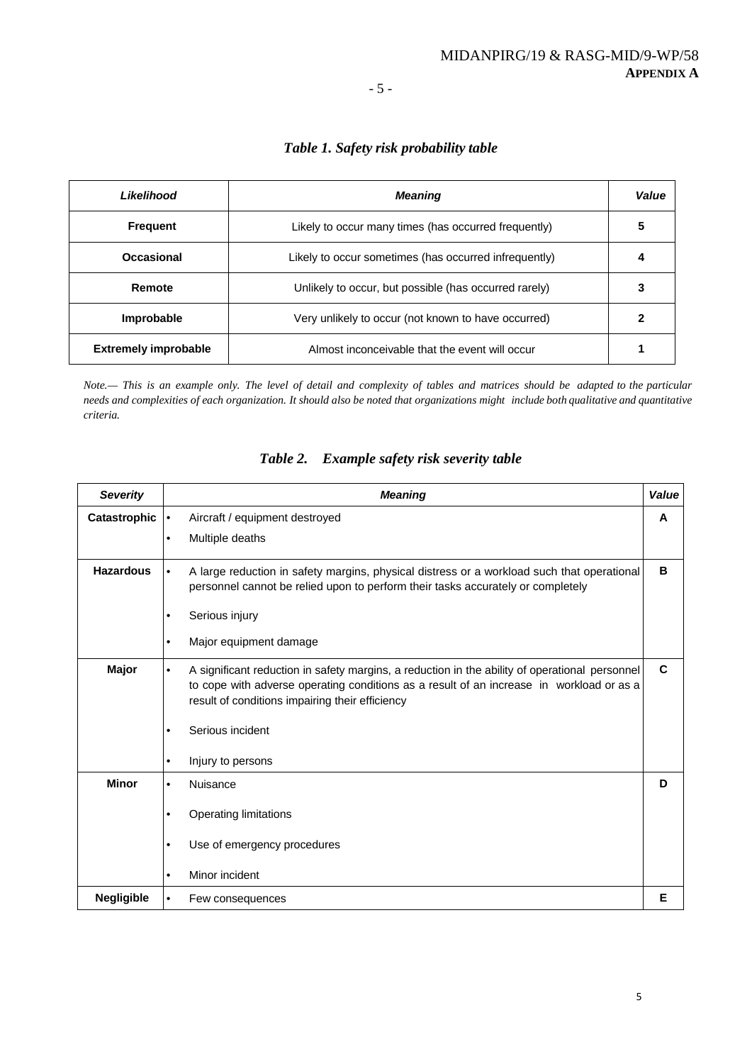*Table 1. Safety risk probability table*

| *Likelihood* | *Meaning* | *Value* |
|---|---|---|
| **Frequent** | Likely to occur many times (has occurred frequently) | **5** |
| **Occasional** | Likely to occur sometimes (has occurred infrequently) | **4** |
| **Remote** | Unlikely to occur, but possible (has occurred rarely) | **3** |
| **Improbable** | Very unlikely to occur (not known to have occurred) | **2** |
| **Extremely improbable** | Almost inconceivable that the event will occur | **1** |

*Note.— This is an example only. The level of detail and complexity of tables and matrices should be adapted to the particular needs and complexities of each organization. It should also be noted that organizations might include both qualitative and quantitative criteria.*

*Table 2. Example safety risk severity table*

| *Severity* | *Meaning* | *Value* |
|---|---|---|
| **Catastrophic** | • Aircraft / equipment destroyed<br>• Multiple deaths | **A** |
| **Hazardous** | • A large reduction in safety margins, physical distress or a workload such that operational personnel cannot be relied upon to perform their tasks accurately or completely<br>• Serious injury<br>• Major equipment damage | **B** |
| **Major** | • A significant reduction in safety margins, a reduction in the ability of operational personnel to cope with adverse operating conditions as a result of an increase in workload or as a result of conditions impairing their efficiency<br>• Serious incident<br>• Injury to persons | **C** |
| **Minor** | • Nuisance<br>• Operating limitations<br>• Use of emergency procedures<br>• Minor incident | **D** |
| **Negligible** | • Few consequences | **E** |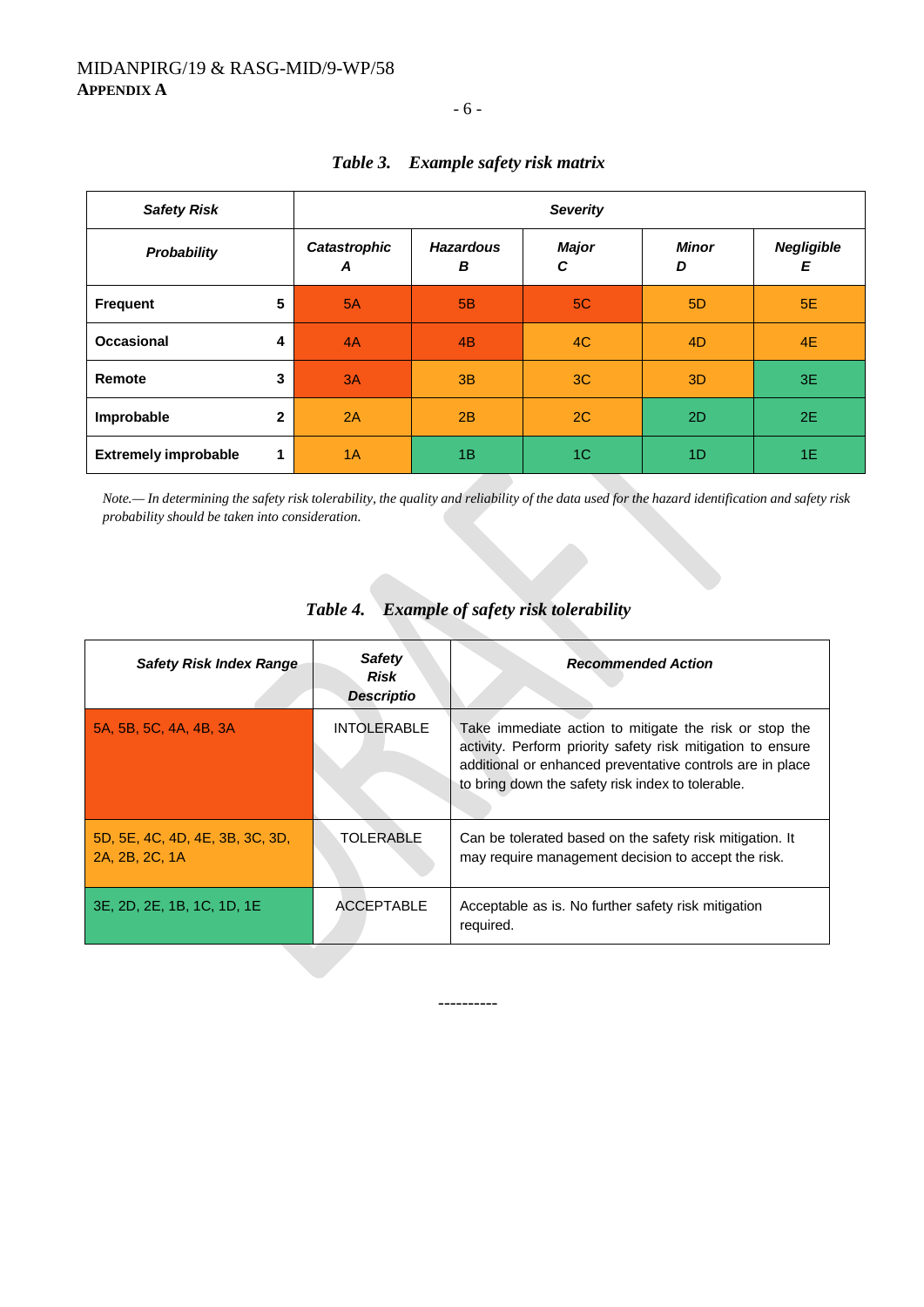*Table 3. Example safety risk matrix*

| **Safety Risk** | | **Severity** | | | | |
|---|---|---|---|---|---|---|
| ***Probability*** | | ***Catastrophic A*** | ***Hazardous B*** | ***Major C*** | ***Minor D*** | ***Negligible E*** |
| **Frequent** | **5** | 5A | 5B | 5C | 5D | 5E |
| **Occasional** | **4** | 4A | 4B | 4C | 4D | 4E |
| **Remote** | **3** | 3A | 3B | 3C | 3D | 3E |
| **Improbable** | **2** | 2A | 2B | 2C | 2D | 2E |
| **Extremely improbable** | **1** | 1A | 1B | 1C | 1D | 1E |

*Note.— In determining the safety risk tolerability, the quality and reliability of the data used for the hazard identification and safety risk probability should be taken into consideration.*

*Table 4. Example of safety risk tolerability*

| ***Safety Risk Index Range*** | ***Safety Risk Descriptio*** | ***Recommended Action*** |
|---|---|---|
| 5A, 5B, 5C, 4A, 4B, 3A | INTOLERABLE | Take immediate action to mitigate the risk or stop the activity. Perform priority safety risk mitigation to ensure additional or enhanced preventative controls are in place to bring down the safety risk index to tolerable. |
| 5D, 5E, 4C, 4D, 4E, 3B, 3C, 3D, 2A, 2B, 2C, 1A | TOLERABLE | Can be tolerated based on the safety risk mitigation. It may require management decision to accept the risk. |
| 3E, 2D, 2E, 1B, 1C, 1D, 1E | ACCEPTABLE | Acceptable as is. No further safety risk mitigation required. |

----------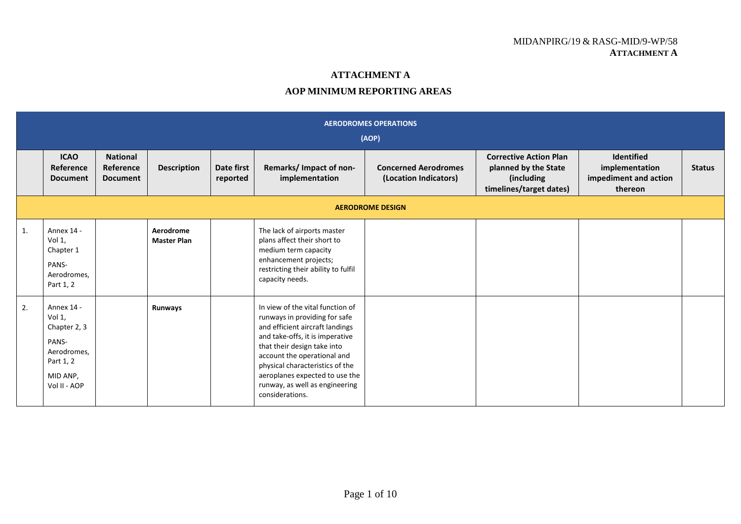# ATTACHMENT A

## AOP MINIMUM REPORTING AREAS

| AERODROMES OPERATIONS (AOP) | | | | | | | | | |
|---|---|---|---|---|---|---|---|---|---|
| | **ICAO Reference Document** | **National Reference Document** | **Description** | **Date first reported** | **Remarks/ Impact of non-implementation** | **Concerned Aerodromes (Location Indicators)** | **Corrective Action Plan planned by the State (including timelines/target dates)** | **Identified implementation impediment and action thereon** | **Status** |
| **AERODROME DESIGN** | | | | | | | | | |
| 1. | Annex 14 - Vol 1, Chapter 1<br>PANS-Aerodromes, Part 1, 2 | | **Aerodrome Master Plan** | | The lack of airports master plans affect their short to medium term capacity enhancement projects; restricting their ability to fulfil capacity needs. | | | | |
| 2. | Annex 14 - Vol 1, Chapter 2, 3<br>PANS-Aerodromes, Part 1, 2<br>MID ANP, Vol II - AOP | | **Runways** | | In view of the vital function of runways in providing for safe and efficient aircraft landings and take-offs, it is imperative that their design take into account the operational and physical characteristics of the aeroplanes expected to use the runway, as well as engineering considerations. | | | | |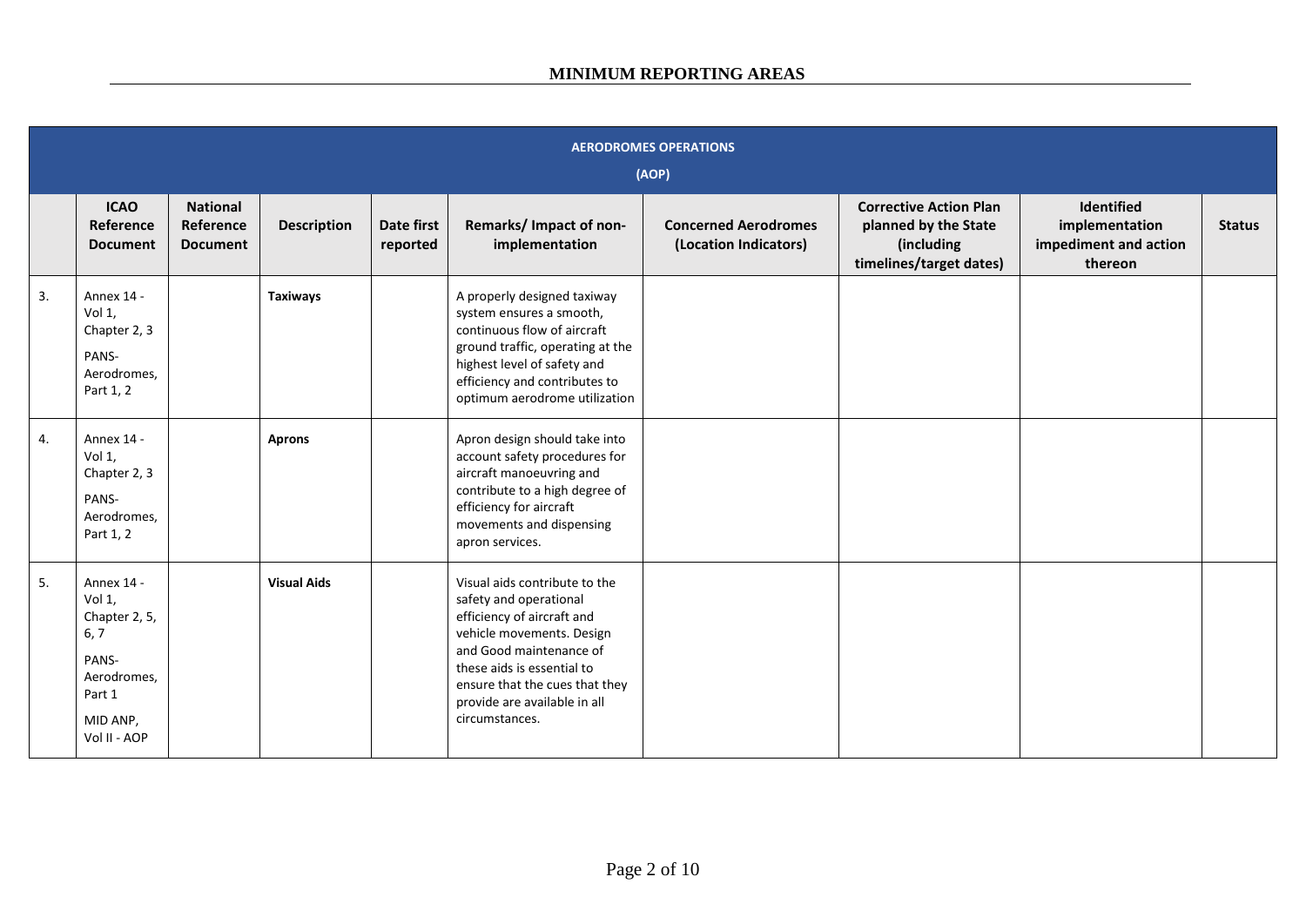## MINIMUM REPORTING AREAS

| AERODROMES OPERATIONS (AOP) | | | | | | | | | |
|---|---|---|---|---|---|---|---|---|---|
| | **ICAO Reference Document** | **National Reference Document** | **Description** | **Date first reported** | **Remarks/ Impact of non-implementation** | **Concerned Aerodromes (Location Indicators)** | **Corrective Action Plan planned by the State (including timelines/target dates)** | **Identified implementation impediment and action thereon** | **Status** |
| 3. | Annex 14 - Vol 1, Chapter 2, 3<br>PANS-Aerodromes, Part 1, 2 | | **Taxiways** | | A properly designed taxiway system ensures a smooth, continuous flow of aircraft ground traffic, operating at the highest level of safety and efficiency and contributes to optimum aerodrome utilization | | | | |
| 4. | Annex 14 - Vol 1, Chapter 2, 3<br>PANS-Aerodromes, Part 1, 2 | | **Aprons** | | Apron design should take into account safety procedures for aircraft manoeuvring and contribute to a high degree of efficiency for aircraft movements and dispensing apron services. | | | | |
| 5. | Annex 14 - Vol 1, Chapter 2, 5, 6, 7<br>PANS-Aerodromes, Part 1<br>MID ANP, Vol II - AOP | | **Visual Aids** | | Visual aids contribute to the safety and operational efficiency of aircraft and vehicle movements. Design and Good maintenance of these aids is essential to ensure that the cues that they provide are available in all circumstances. | | | | |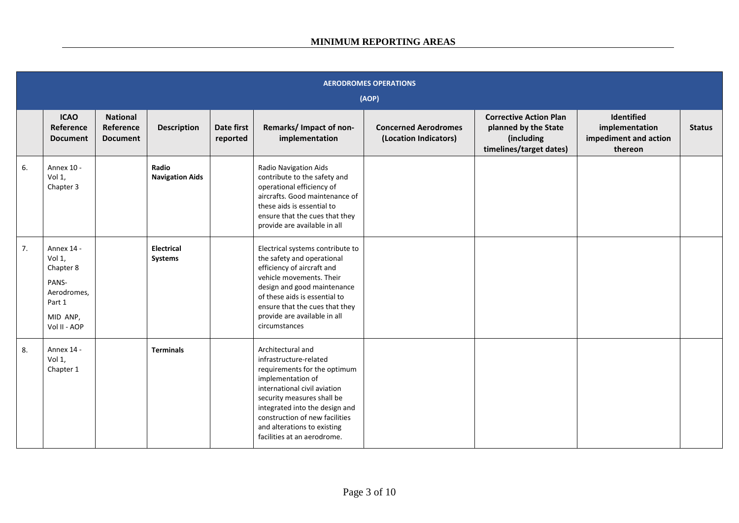## MINIMUM REPORTING AREAS

| AERODROMES OPERATIONS (AOP) | | | | | | | | | |
|---|---|---|---|---|---|---|---|---|---|
| | **ICAO Reference Document** | **National Reference Document** | **Description** | **Date first reported** | **Remarks/ Impact of non-implementation** | **Concerned Aerodromes (Location Indicators)** | **Corrective Action Plan planned by the State (including timelines/target dates)** | **Identified implementation impediment and action thereon** | **Status** |
| 6. | Annex 10 - Vol 1, Chapter 3 | | **Radio Navigation Aids** | | Radio Navigation Aids contribute to the safety and operational efficiency of aircrafts. Good maintenance of these aids is essential to ensure that the cues that they provide are available in all | | | | |
| 7. | Annex 14 - Vol 1, Chapter 8<br>PANS-Aerodromes, Part 1<br>MID ANP, Vol II - AOP | | **Electrical Systems** | | Electrical systems contribute to the safety and operational efficiency of aircraft and vehicle movements. Their design and good maintenance of these aids is essential to ensure that the cues that they provide are available in all circumstances | | | | |
| 8. | Annex 14 - Vol 1, Chapter 1 | | **Terminals** | | Architectural and infrastructure-related requirements for the optimum implementation of international civil aviation security measures shall be integrated into the design and construction of new facilities and alterations to existing facilities at an aerodrome. | | | | |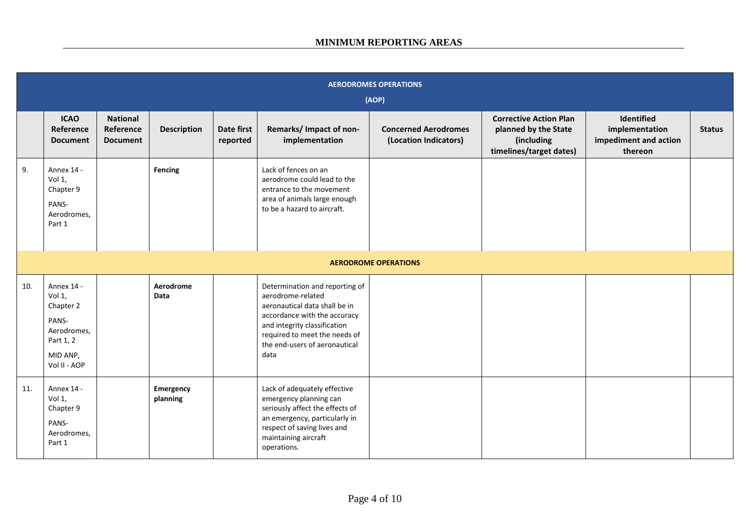## MINIMUM REPORTING AREAS

| AERODROMES OPERATIONS (AOP) | | | | | | | | | |
|---|---|---|---|---|---|---|---|---|---|
| | **ICAO Reference Document** | **National Reference Document** | **Description** | **Date first reported** | **Remarks/ Impact of non-implementation** | **Concerned Aerodromes (Location Indicators)** | **Corrective Action Plan planned by the State (including timelines/target dates)** | **Identified implementation impediment and action thereon** | **Status** |
| 9. | Annex 14 - Vol 1, Chapter 9<br>PANS-Aerodromes, Part 1 | | **Fencing** | | Lack of fences on an aerodrome could lead to the entrance to the movement area of animals large enough to be a hazard to aircraft. | | | | |
| **AERODROME OPERATIONS** | | | | | | | | | |
| 10. | Annex 14 - Vol 1, Chapter 2<br>PANS-Aerodromes, Part 1, 2<br>MID ANP, Vol II - AOP | | **Aerodrome Data** | | Determination and reporting of aerodrome-related aeronautical data shall be in accordance with the accuracy and integrity classification required to meet the needs of the end-users of aeronautical data | | | | |
| 11. | Annex 14 - Vol 1, Chapter 9<br>PANS-Aerodromes, Part 1 | | **Emergency planning** | | Lack of adequately effective emergency planning can seriously affect the effects of an emergency, particularly in respect of saving lives and maintaining aircraft operations. | | | | |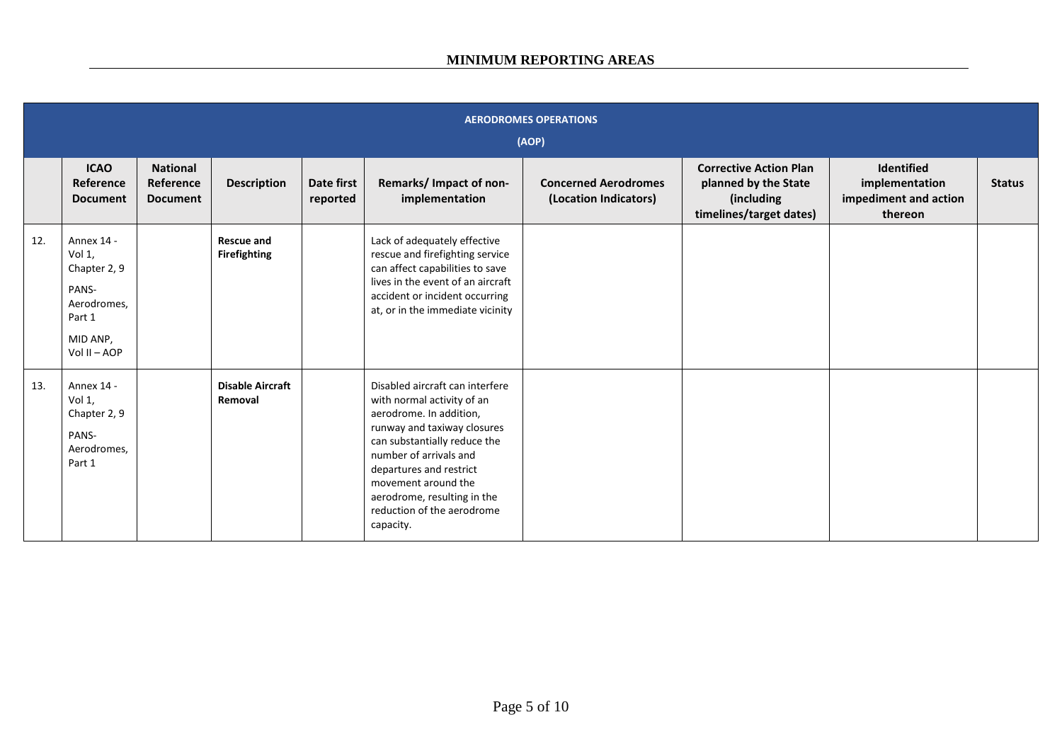## MINIMUM REPORTING AREAS

| AERODROMES OPERATIONS (AOP) | | | | | | | | | |
|---|---|---|---|---|---|---|---|---|---|
| | **ICAO Reference Document** | **National Reference Document** | **Description** | **Date first reported** | **Remarks/ Impact of non-implementation** | **Concerned Aerodromes (Location Indicators)** | **Corrective Action Plan planned by the State (including timelines/target dates)** | **Identified implementation impediment and action thereon** | **Status** |
| 12. | Annex 14 - Vol 1, Chapter 2, 9<br>PANS-Aerodromes, Part 1<br>MID ANP, Vol II – AOP | | **Rescue and Firefighting** | | Lack of adequately effective rescue and firefighting service can affect capabilities to save lives in the event of an aircraft accident or incident occurring at, or in the immediate vicinity | | | | |
| 13. | Annex 14 - Vol 1, Chapter 2, 9<br>PANS-Aerodromes, Part 1 | | **Disable Aircraft Removal** | | Disabled aircraft can interfere with normal activity of an aerodrome. In addition, runway and taxiway closures can substantially reduce the number of arrivals and departures and restrict movement around the aerodrome, resulting in the reduction of the aerodrome capacity. | | | | |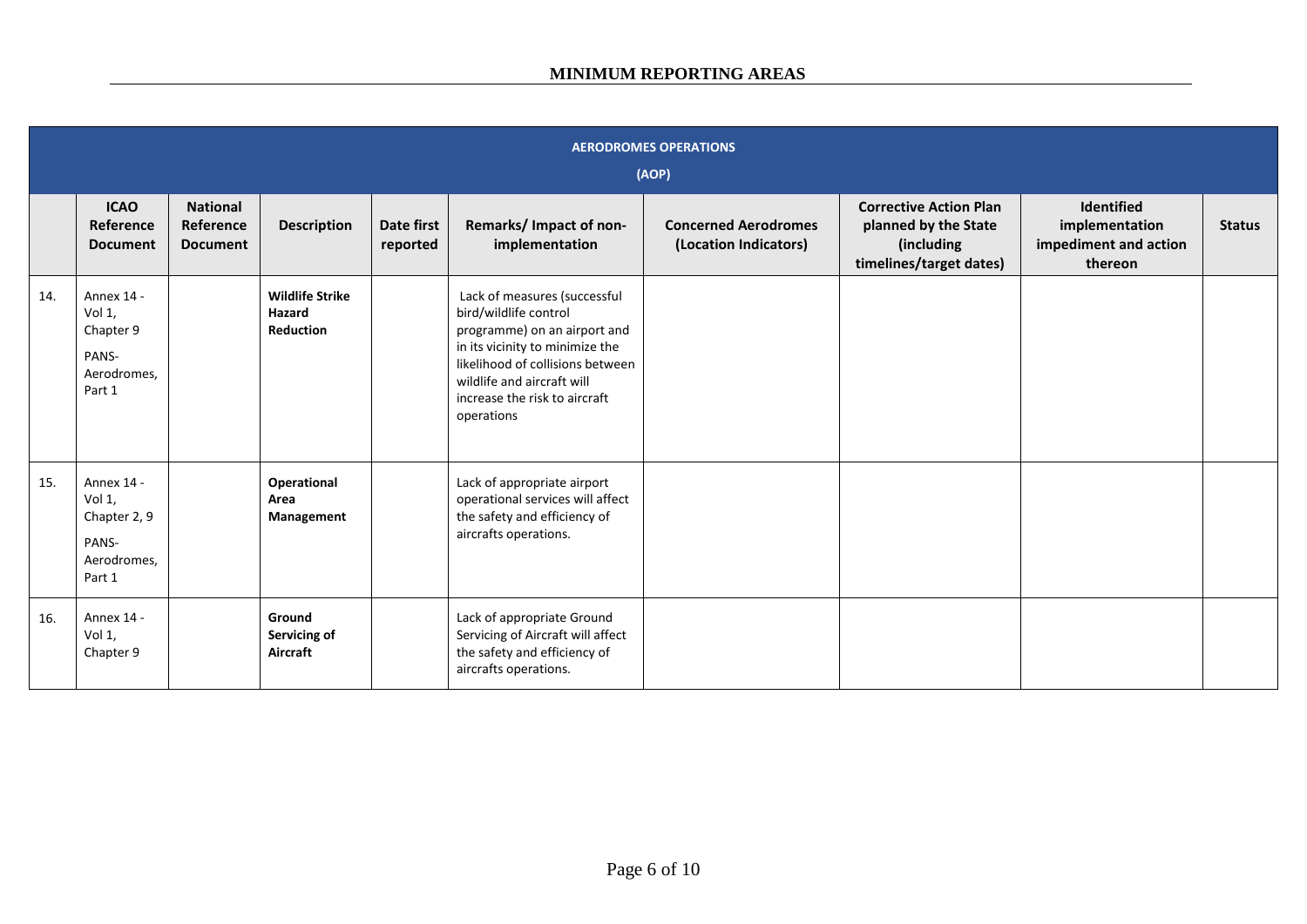## MINIMUM REPORTING AREAS

| AERODROMES OPERATIONS (AOP) | | | | | | | | | |
|---|---|---|---|---|---|---|---|---|---|
| | **ICAO Reference Document** | **National Reference Document** | **Description** | **Date first reported** | **Remarks/ Impact of non-implementation** | **Concerned Aerodromes (Location Indicators)** | **Corrective Action Plan planned by the State (including timelines/target dates)** | **Identified implementation impediment and action thereon** | **Status** |
| 14. | Annex 14 - Vol 1, Chapter 9<br>PANS-Aerodromes, Part 1 | | **Wildlife Strike Hazard Reduction** | | Lack of measures (successful bird/wildlife control programme) on an airport and in its vicinity to minimize the likelihood of collisions between wildlife and aircraft will increase the risk to aircraft operations | | | | |
| 15. | Annex 14 - Vol 1, Chapter 2, 9<br>PANS-Aerodromes, Part 1 | | **Operational Area Management** | | Lack of appropriate airport operational services will affect the safety and efficiency of aircrafts operations. | | | | |
| 16. | Annex 14 - Vol 1, Chapter 9 | | **Ground Servicing of Aircraft** | | Lack of appropriate Ground Servicing of Aircraft will affect the safety and efficiency of aircrafts operations. | | | | |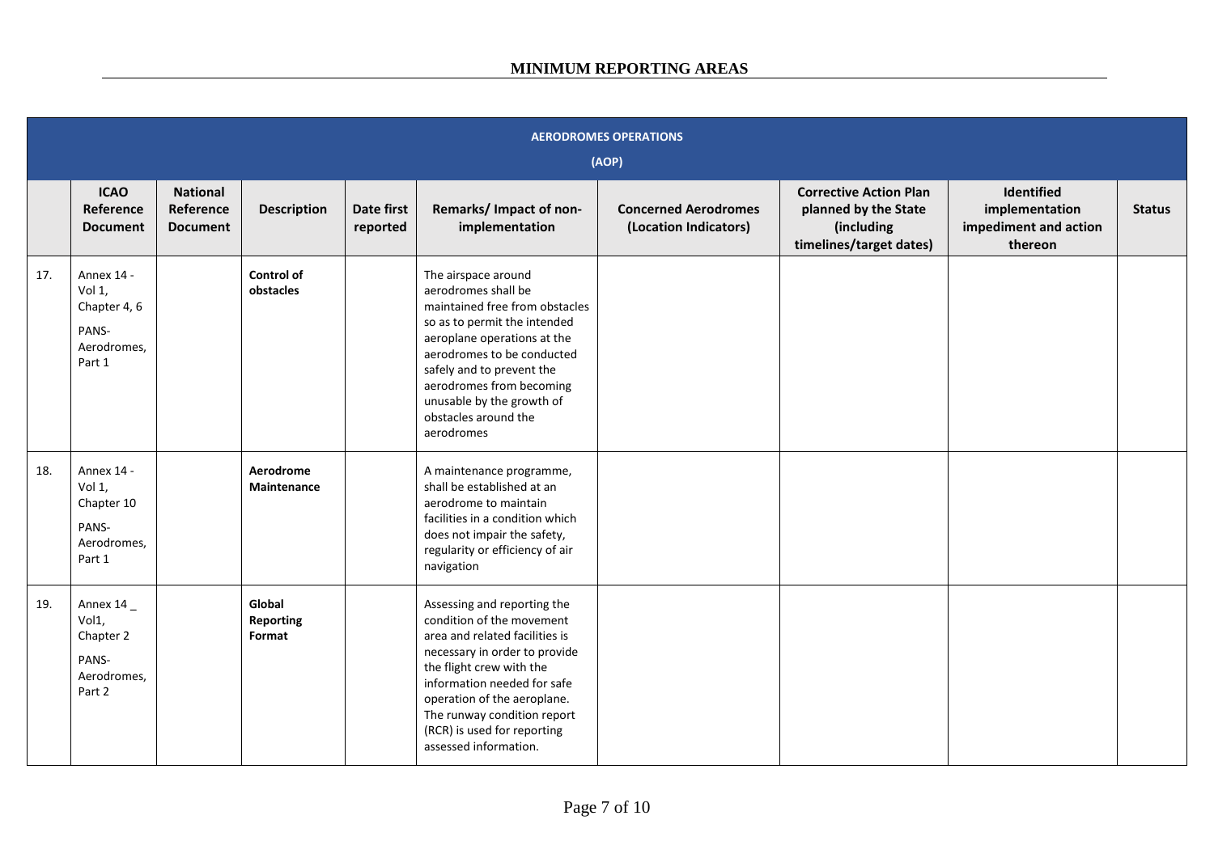## MINIMUM REPORTING AREAS

| AERODROMES OPERATIONS (AOP) | | | | | | | | | |
|---|---|---|---|---|---|---|---|---|---|
| | **ICAO Reference Document** | **National Reference Document** | **Description** | **Date first reported** | **Remarks/ Impact of non-implementation** | **Concerned Aerodromes (Location Indicators)** | **Corrective Action Plan planned by the State (including timelines/target dates)** | **Identified implementation impediment and action thereon** | **Status** |
| 17. | Annex 14 - Vol 1, Chapter 4, 6<br><br>PANS-Aerodromes, Part 1 | | **Control of obstacles** | | The airspace around aerodromes shall be maintained free from obstacles so as to permit the intended aeroplane operations at the aerodromes to be conducted safely and to prevent the aerodromes from becoming unusable by the growth of obstacles around the aerodromes | | | | |
| 18. | Annex 14 - Vol 1, Chapter 10<br><br>PANS-Aerodromes, Part 1 | | **Aerodrome Maintenance** | | A maintenance programme, shall be established at an aerodrome to maintain facilities in a condition which does not impair the safety, regularity or efficiency of air navigation | | | | |
| 19. | Annex 14 _ Vol1, Chapter 2<br><br>PANS-Aerodromes, Part 2 | | **Global Reporting Format** | | Assessing and reporting the condition of the movement area and related facilities is necessary in order to provide the flight crew with the information needed for safe operation of the aeroplane. The runway condition report (RCR) is used for reporting assessed information. | | | | |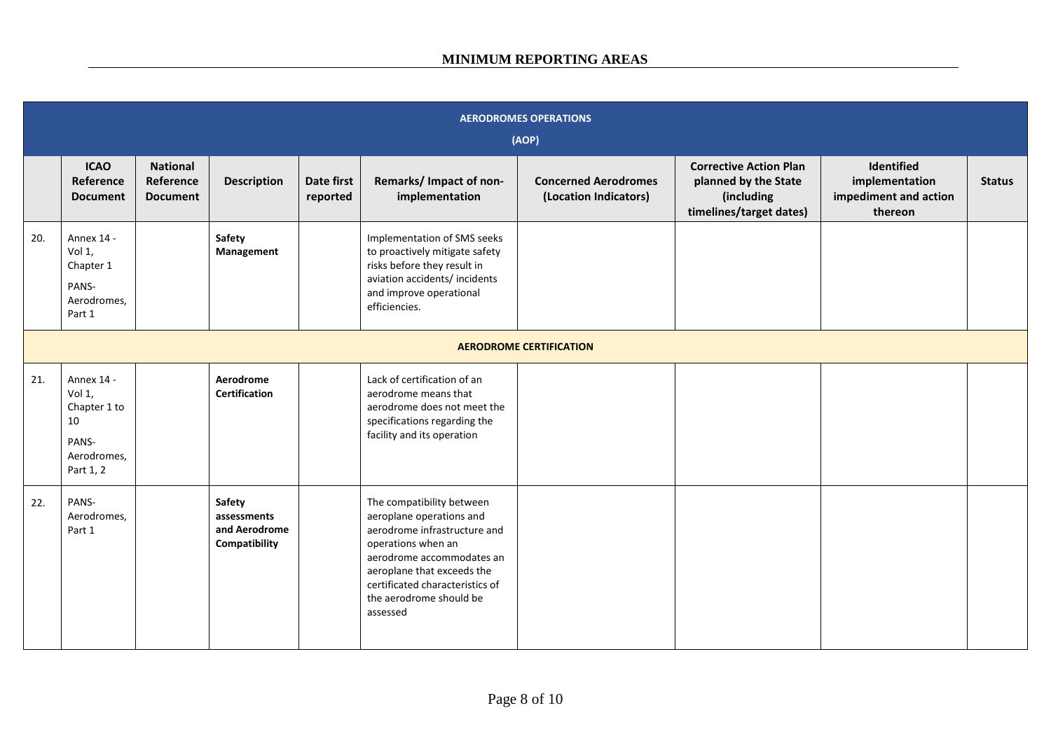## MINIMUM REPORTING AREAS

| | ICAO Reference Document | National Reference Document | Description | Date first reported | Remarks/ Impact of non-implementation | Concerned Aerodromes (Location Indicators) | Corrective Action Plan planned by the State (including timelines/target dates) | Identified implementation impediment and action thereon | Status |
|---|---|---|---|---|---|---|---|---|---|
| **AERODROMES OPERATIONS (AOP)** | | | | | | | | | |
| 20. | Annex 14 - Vol 1, Chapter 1<br>PANS-Aerodromes, Part 1 | | **Safety Management** | | Implementation of SMS seeks to proactively mitigate safety risks before they result in aviation accidents/ incidents and improve operational efficiencies. | | | | |
| **AERODROME CERTIFICATION** | | | | | | | | | |
| 21. | Annex 14 - Vol 1, Chapter 1 to 10<br>PANS-Aerodromes, Part 1, 2 | | **Aerodrome Certification** | | Lack of certification of an aerodrome means that aerodrome does not meet the specifications regarding the facility and its operation | | | | |
| 22. | PANS-Aerodromes, Part 1 | | **Safety assessments and Aerodrome Compatibility** | | The compatibility between aeroplane operations and aerodrome infrastructure and operations when an aerodrome accommodates an aeroplane that exceeds the certificated characteristics of the aerodrome should be assessed | | | | |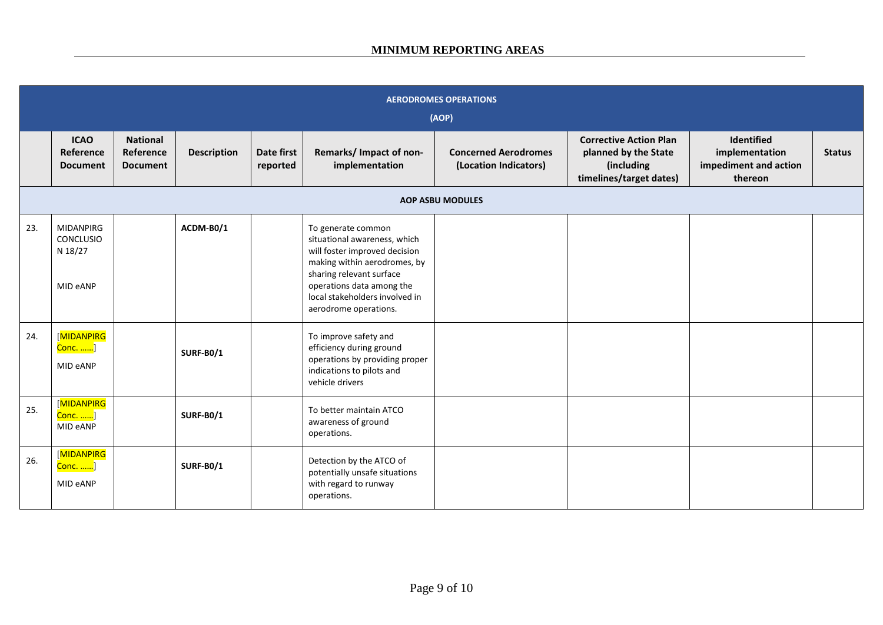## MINIMUM REPORTING AREAS

| AERODROMES OPERATIONS (AOP) | | | | | | | | | |
|---|---|---|---|---|---|---|---|---|---|
| | **ICAO Reference Document** | **National Reference Document** | **Description** | **Date first reported** | **Remarks/ Impact of non-implementation** | **Concerned Aerodromes (Location Indicators)** | **Corrective Action Plan planned by the State (including timelines/target dates)** | **Identified implementation impediment and action thereon** | **Status** |
| **AOP ASBU MODULES** | | | | | | | | | |
| 23. | MIDANPIRG CONCLUSION 18/27<br><br>MID eANP | | **ACDM-B0/1** | | To generate common situational awareness, which will foster improved decision making within aerodromes, by sharing relevant surface operations data among the local stakeholders involved in aerodrome operations. | | | | |
| 24. | [MIDANPIRG Conc. ……]<br>MID eANP | | **SURF-B0/1** | | To improve safety and efficiency during ground operations by providing proper indications to pilots and vehicle drivers | | | | |
| 25. | [MIDANPIRG Conc. ……]<br>MID eANP | | **SURF-B0/1** | | To better maintain ATCO awareness of ground operations. | | | | |
| 26. | [MIDANPIRG Conc. ……]<br>MID eANP | | **SURF-B0/1** | | Detection by the ATCO of potentially unsafe situations with regard to runway operations. | | | | |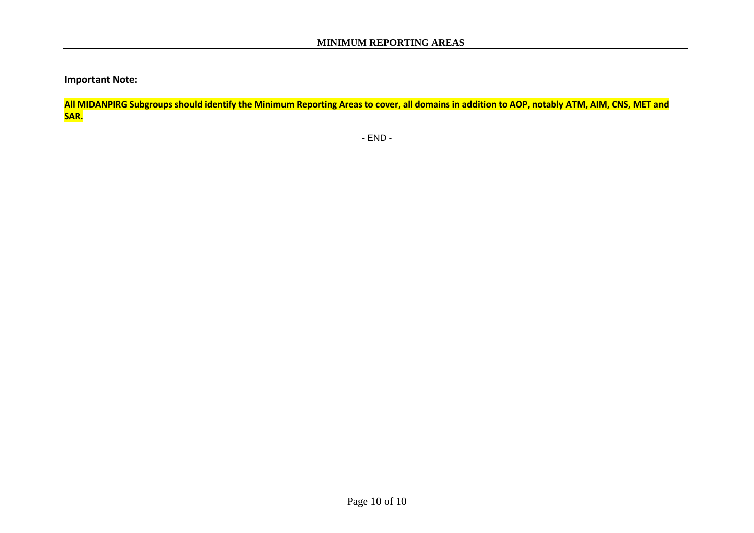**Important Note:**

**All MIDANPIRG Subgroups should identify the Minimum Reporting Areas to cover, all domains in addition to AOP, notably ATM, AIM, CNS, MET and SAR.**

- END -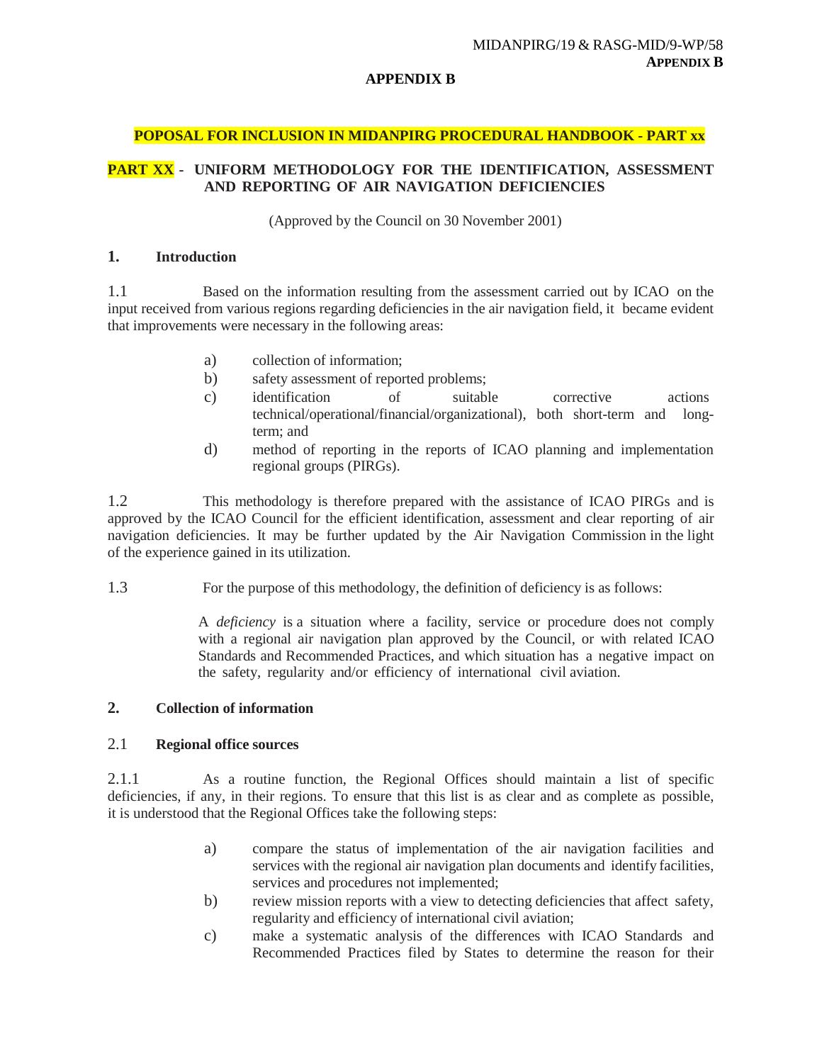**APPENDIX B**

**POPOSAL FOR INCLUSION IN MIDANPIRG PROCEDURAL HANDBOOK - PART xx**

## PART XX - UNIFORM METHODOLOGY FOR THE IDENTIFICATION, ASSESSMENT AND REPORTING OF AIR NAVIGATION DEFICIENCIES

(Approved by the Council on 30 November 2001)

### 1. Introduction

1.1 Based on the information resulting from the assessment carried out by ICAO on the input received from various regions regarding deficiencies in the air navigation field, it became evident that improvements were necessary in the following areas:

a) collection of information;
b) safety assessment of reported problems;
c) identification of suitable corrective actions technical/operational/financial/organizational), both short-term and long-term; and
d) method of reporting in the reports of ICAO planning and implementation regional groups (PIRGs).

1.2 This methodology is therefore prepared with the assistance of ICAO PIRGs and is approved by the ICAO Council for the efficient identification, assessment and clear reporting of air navigation deficiencies. It may be further updated by the Air Navigation Commission in the light of the experience gained in its utilization.

1.3 For the purpose of this methodology, the definition of deficiency is as follows:

> A *deficiency* is a situation where a facility, service or procedure does not comply with a regional air navigation plan approved by the Council, or with related ICAO Standards and Recommended Practices, and which situation has a negative impact on the safety, regularity and/or efficiency of international civil aviation.

### 2. Collection of information

#### 2.1 Regional office sources

2.1.1 As a routine function, the Regional Offices should maintain a list of specific deficiencies, if any, in their regions. To ensure that this list is as clear and as complete as possible, it is understood that the Regional Offices take the following steps:

a) compare the status of implementation of the air navigation facilities and services with the regional air navigation plan documents and identify facilities, services and procedures not implemented;
b) review mission reports with a view to detecting deficiencies that affect safety, regularity and efficiency of international civil aviation;
c) make a systematic analysis of the differences with ICAO Standards and Recommended Practices filed by States to determine the reason for their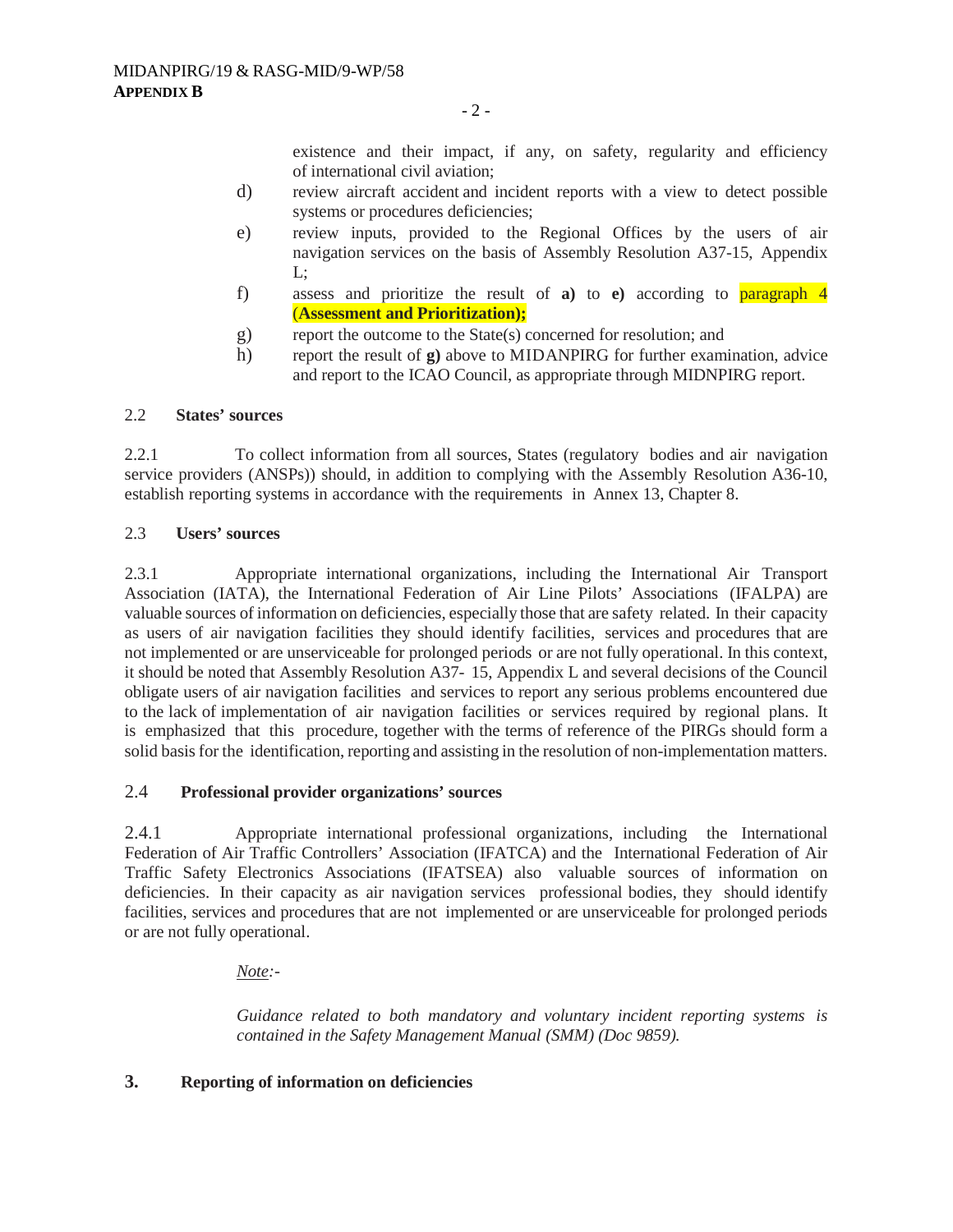existence and their impact, if any, on safety, regularity and efficiency of international civil aviation;

d) review aircraft accident and incident reports with a view to detect possible systems or procedures deficiencies;

e) review inputs, provided to the Regional Offices by the users of air navigation services on the basis of Assembly Resolution A37-15, Appendix L;

f) assess and prioritize the result of **a)** to **e)** according to paragraph 4 (**Assessment and Prioritization);**

g) report the outcome to the State(s) concerned for resolution; and

h) report the result of **g)** above to MIDANPIRG for further examination, advice and report to the ICAO Council, as appropriate through MIDNPIRG report.

### 2.2 States' sources

2.2.1 To collect information from all sources, States (regulatory bodies and air navigation service providers (ANSPs)) should, in addition to complying with the Assembly Resolution A36-10, establish reporting systems in accordance with the requirements in Annex 13, Chapter 8.

### 2.3 Users' sources

2.3.1 Appropriate international organizations, including the International Air Transport Association (IATA), the International Federation of Air Line Pilots' Associations (IFALPA) are valuable sources of information on deficiencies, especially those that are safety related. In their capacity as users of air navigation facilities they should identify facilities, services and procedures that are not implemented or are unserviceable for prolonged periods or are not fully operational. In this context, it should be noted that Assembly Resolution A37- 15, Appendix L and several decisions of the Council obligate users of air navigation facilities and services to report any serious problems encountered due to the lack of implementation of air navigation facilities or services required by regional plans. It is emphasized that this procedure, together with the terms of reference of the PIRGs should form a solid basis for the identification, reporting and assisting in the resolution of non-implementation matters.

### 2.4 Professional provider organizations' sources

2.4.1 Appropriate international professional organizations, including the International Federation of Air Traffic Controllers' Association (IFATCA) and the International Federation of Air Traffic Safety Electronics Associations (IFATSEA) also valuable sources of information on deficiencies. In their capacity as air navigation services professional bodies, they should identify facilities, services and procedures that are not implemented or are unserviceable for prolonged periods or are not fully operational.

*Note:-*

*Guidance related to both mandatory and voluntary incident reporting systems is contained in the Safety Management Manual (SMM) (Doc 9859).*

## 3. Reporting of information on deficiencies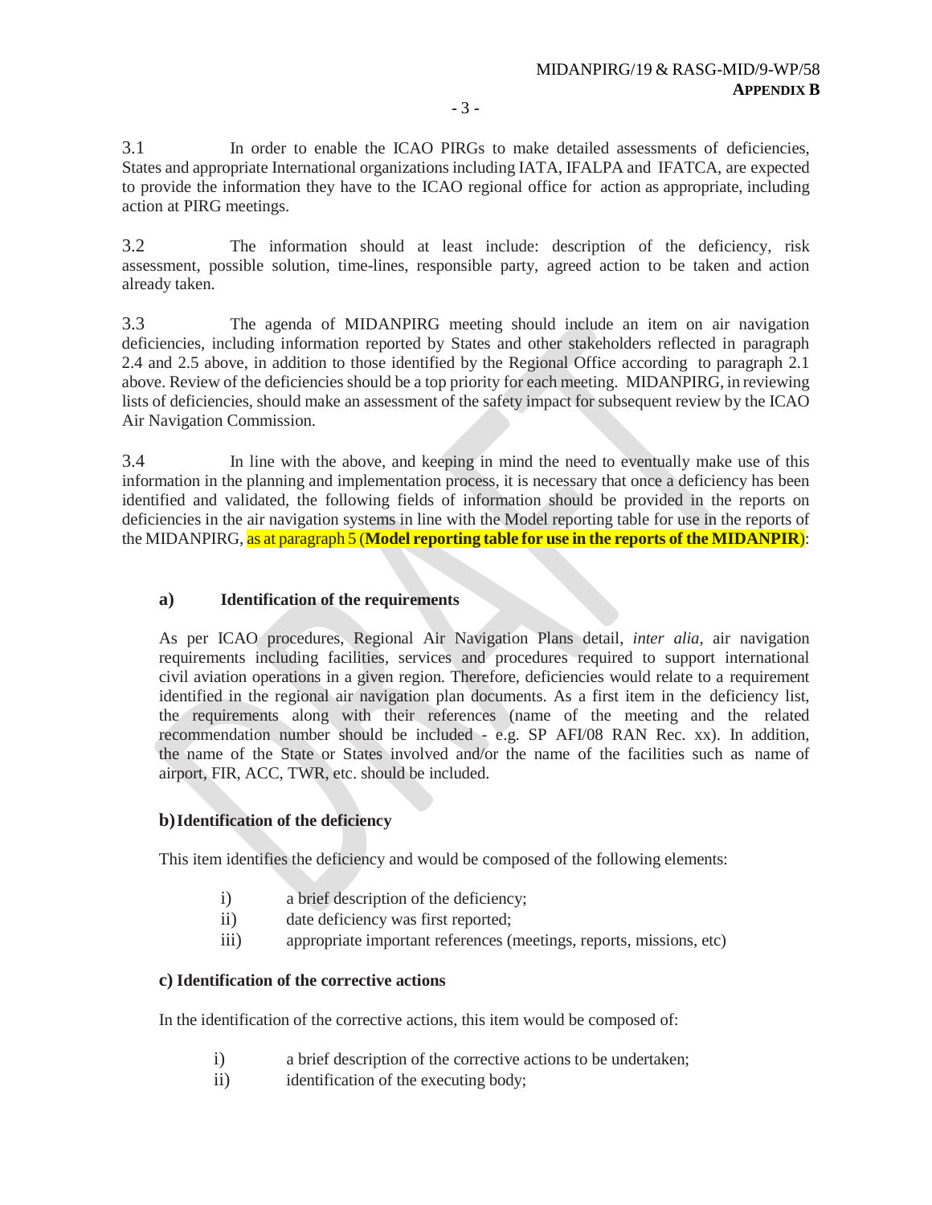3.1 In order to enable the ICAO PIRGs to make detailed assessments of deficiencies, States and appropriate International organizations including IATA, IFALPA and IFATCA, are expected to provide the information they have to the ICAO regional office for action as appropriate, including action at PIRG meetings.

3.2 The information should at least include: description of the deficiency, risk assessment, possible solution, time-lines, responsible party, agreed action to be taken and action already taken.

3.3 The agenda of MIDANPIRG meeting should include an item on air navigation deficiencies, including information reported by States and other stakeholders reflected in paragraph 2.4 and 2.5 above, in addition to those identified by the Regional Office according to paragraph 2.1 above. Review of the deficiencies should be a top priority for each meeting. MIDANPIRG, in reviewing lists of deficiencies, should make an assessment of the safety impact for subsequent review by the ICAO Air Navigation Commission.

3.4 In line with the above, and keeping in mind the need to eventually make use of this information in the planning and implementation process, it is necessary that once a deficiency has been identified and validated, the following fields of information should be provided in the reports on deficiencies in the air navigation systems in line with the Model reporting table for use in the reports of the MIDANPIRG, as at paragraph 5 (**Model reporting table for use in the reports of the MIDANPIR**):

**a) Identification of the requirements**

As per ICAO procedures, Regional Air Navigation Plans detail, *inter alia*, air navigation requirements including facilities, services and procedures required to support international civil aviation operations in a given region. Therefore, deficiencies would relate to a requirement identified in the regional air navigation plan documents. As a first item in the deficiency list, the requirements along with their references (name of the meeting and the related recommendation number should be included - e.g. SP AFI/08 RAN Rec. xx). In addition, the name of the State or States involved and/or the name of the facilities such as name of airport, FIR, ACC, TWR, etc. should be included.

**b) Identification of the deficiency**

This item identifies the deficiency and would be composed of the following elements:

i) a brief description of the deficiency;
ii) date deficiency was first reported;
iii) appropriate important references (meetings, reports, missions, etc)

**c) Identification of the corrective actions**

In the identification of the corrective actions, this item would be composed of:

i) a brief description of the corrective actions to be undertaken;
ii) identification of the executing body;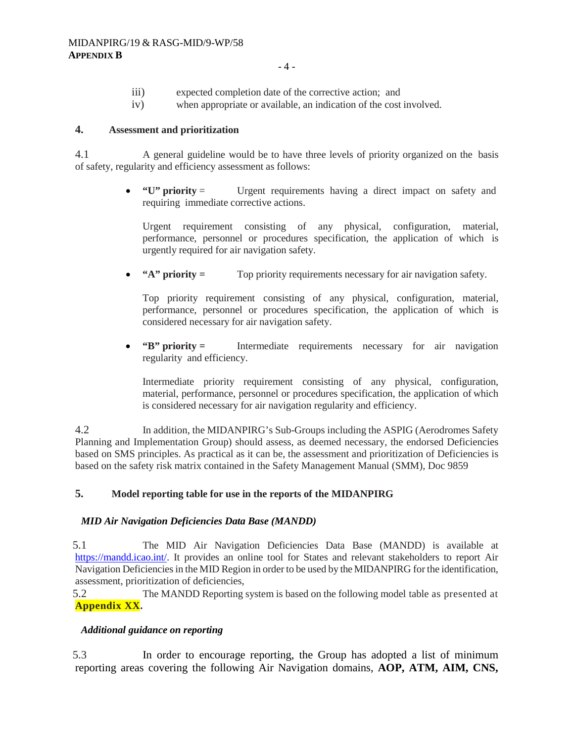iii) expected completion date of the corrective action; and

iv) when appropriate or available, an indication of the cost involved.

## 4. Assessment and prioritization

4.1 A general guideline would be to have three levels of priority organized on the basis of safety, regularity and efficiency assessment as follows:

- **"U" priority** = Urgent requirements having a direct impact on safety and requiring immediate corrective actions.

  Urgent requirement consisting of any physical, configuration, material, performance, personnel or procedures specification, the application of which is urgently required for air navigation safety.

- **"A" priority =** Top priority requirements necessary for air navigation safety.

  Top priority requirement consisting of any physical, configuration, material, performance, personnel or procedures specification, the application of which is considered necessary for air navigation safety.

- **"B" priority =** Intermediate requirements necessary for air navigation regularity and efficiency.

  Intermediate priority requirement consisting of any physical, configuration, material, performance, personnel or procedures specification, the application of which is considered necessary for air navigation regularity and efficiency.

4.2 In addition, the MIDANPIRG's Sub-Groups including the ASPIG (Aerodromes Safety Planning and Implementation Group) should assess, as deemed necessary, the endorsed Deficiencies based on SMS principles. As practical as it can be, the assessment and prioritization of Deficiencies is based on the safety risk matrix contained in the Safety Management Manual (SMM), Doc 9859

## 5. Model reporting table for use in the reports of the MIDANPIRG

### *MID Air Navigation Deficiencies Data Base (MANDD)*

5.1 The MID Air Navigation Deficiencies Data Base (MANDD) is available at https://mandd.icao.int/. It provides an online tool for States and relevant stakeholders to report Air Navigation Deficiencies in the MID Region in order to be used by the MIDANPIRG for the identification, assessment, prioritization of deficiencies,

5.2 The MANDD Reporting system is based on the following model table as presented at **Appendix XX**.

### *Additional guidance on reporting*

5.3 In order to encourage reporting, the Group has adopted a list of minimum reporting areas covering the following Air Navigation domains, **AOP, ATM, AIM, CNS,**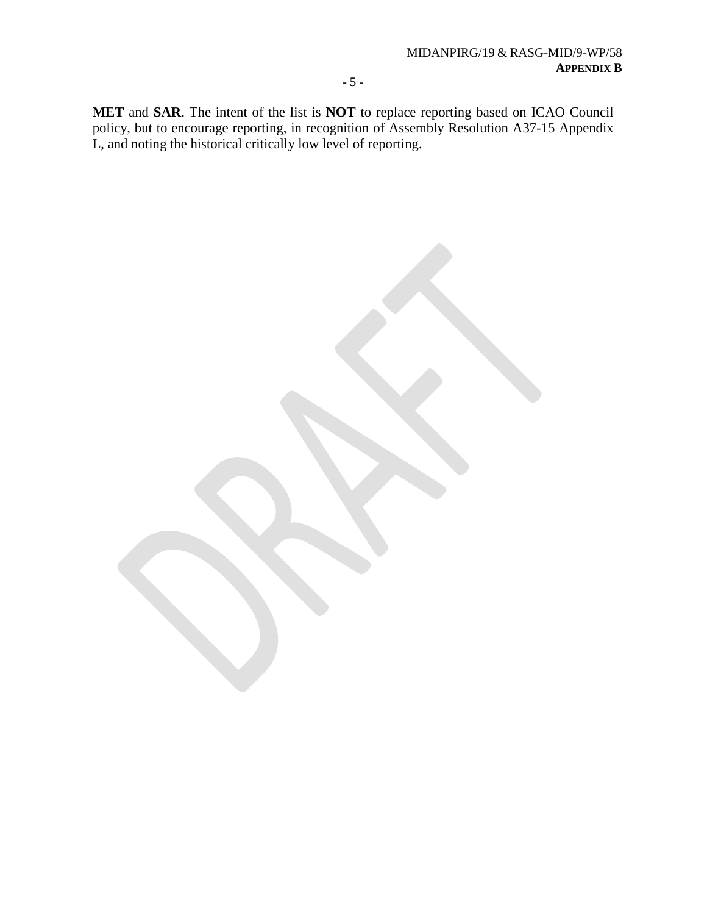**MET** and **SAR**. The intent of the list is **NOT** to replace reporting based on ICAO Council policy, but to encourage reporting, in recognition of Assembly Resolution A37-15 Appendix L, and noting the historical critically low level of reporting.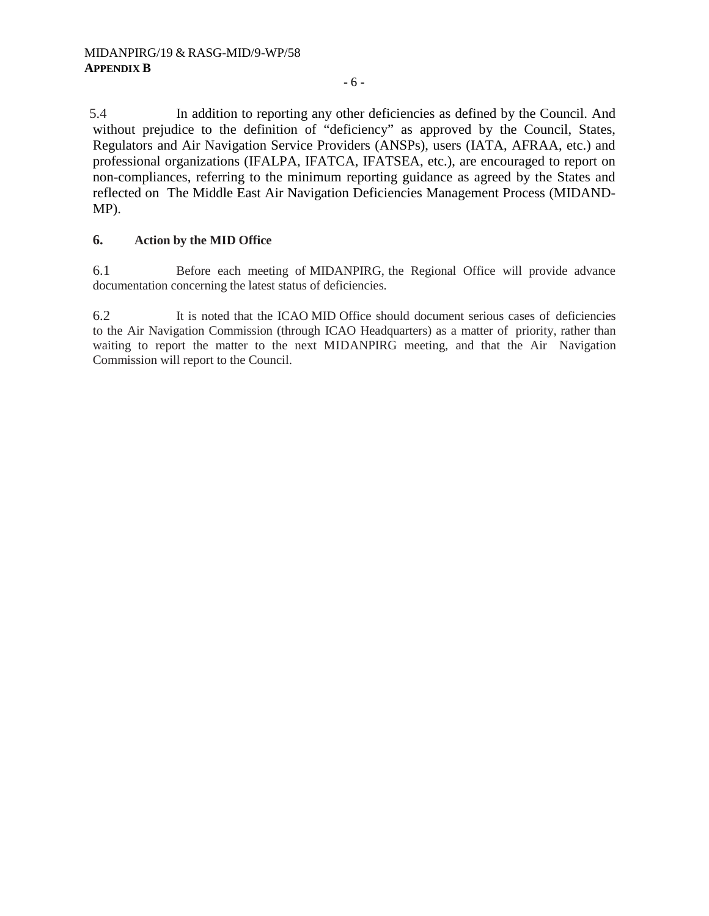5.4 In addition to reporting any other deficiencies as defined by the Council. And without prejudice to the definition of "deficiency" as approved by the Council, States, Regulators and Air Navigation Service Providers (ANSPs), users (IATA, AFRAA, etc.) and professional organizations (IFALPA, IFATCA, IFATSEA, etc.), are encouraged to report on non-compliances, referring to the minimum reporting guidance as agreed by the States and reflected on The Middle East Air Navigation Deficiencies Management Process (MIDAND-MP).

## 6. Action by the MID Office

6.1 Before each meeting of MIDANPIRG, the Regional Office will provide advance documentation concerning the latest status of deficiencies.

6.2 It is noted that the ICAO MID Office should document serious cases of deficiencies to the Air Navigation Commission (through ICAO Headquarters) as a matter of priority, rather than waiting to report the matter to the next MIDANPIRG meeting, and that the Air Navigation Commission will report to the Council.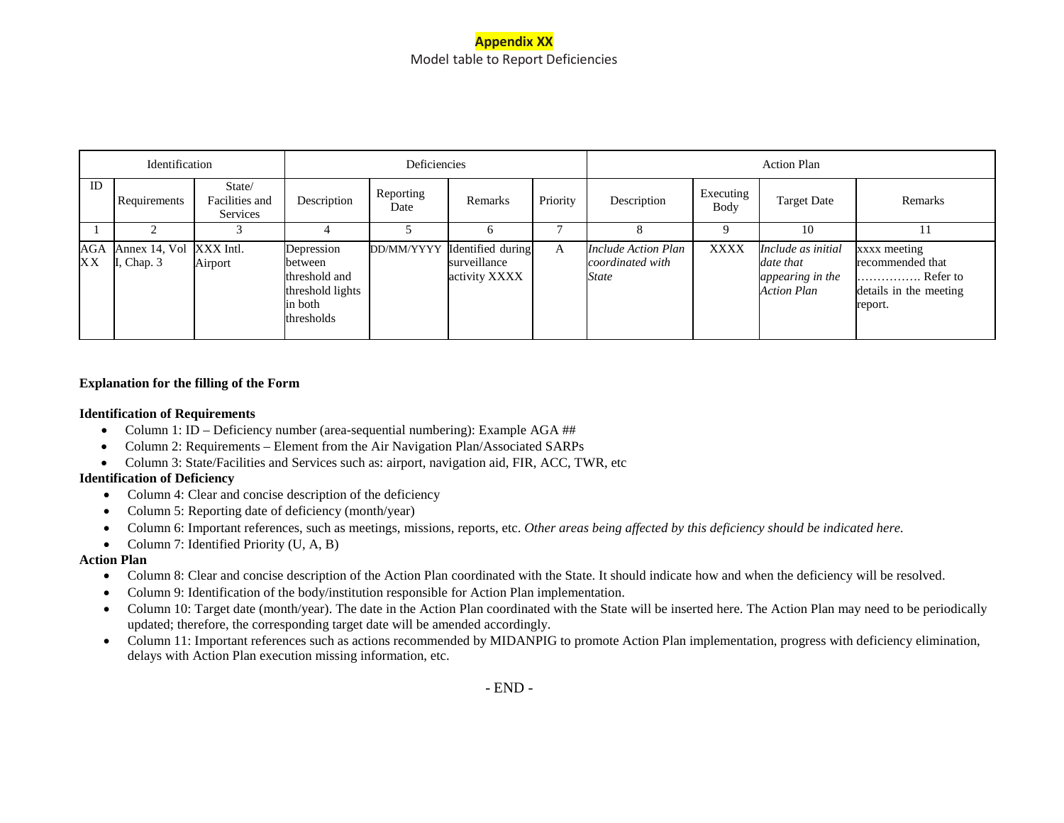**Appendix XX**

Model table to Report Deficiencies

| Identification | | | Deficiencies | | | | Action Plan | | | |
|---|---|---|---|---|---|---|---|---|---|---|
| ID | Requirements | State/ Facilities and Services | Description | Reporting Date | Remarks | Priority | Description | Executing Body | Target Date | Remarks |
| 1 | 2 | 3 | 4 | 5 | 6 | 7 | 8 | 9 | 10 | 11 |
| AGA XX | Annex 14, Vol I, Chap. 3 | XXX Intl. Airport | Depression between threshold and threshold lights in both thresholds | DD/MM/YYYY | Identified during surveillance activity XXXX | A | *Include Action Plan coordinated with State* | XXXX | *Include as initial date that appearing in the Action Plan* | xxxx meeting recommended that ……………. Refer to details in the meeting report. |

**Explanation for the filling of the Form**

**Identification of Requirements**

- Column 1: ID – Deficiency number (area-sequential numbering): Example AGA ##
- Column 2: Requirements – Element from the Air Navigation Plan/Associated SARPs
- Column 3: State/Facilities and Services such as: airport, navigation aid, FIR, ACC, TWR, etc

**Identification of Deficiency**

- Column 4: Clear and concise description of the deficiency
- Column 5: Reporting date of deficiency (month/year)
- Column 6: Important references, such as meetings, missions, reports, etc. *Other areas being affected by this deficiency should be indicated here.*
- Column 7: Identified Priority (U, A, B)

**Action Plan**

- Column 8: Clear and concise description of the Action Plan coordinated with the State. It should indicate how and when the deficiency will be resolved.
- Column 9: Identification of the body/institution responsible for Action Plan implementation.
- Column 10: Target date (month/year). The date in the Action Plan coordinated with the State will be inserted here. The Action Plan may need to be periodically updated; therefore, the corresponding target date will be amended accordingly.
- Column 11: Important references such as actions recommended by MIDANPIG to promote Action Plan implementation, progress with deficiency elimination, delays with Action Plan execution missing information, etc.

- END -